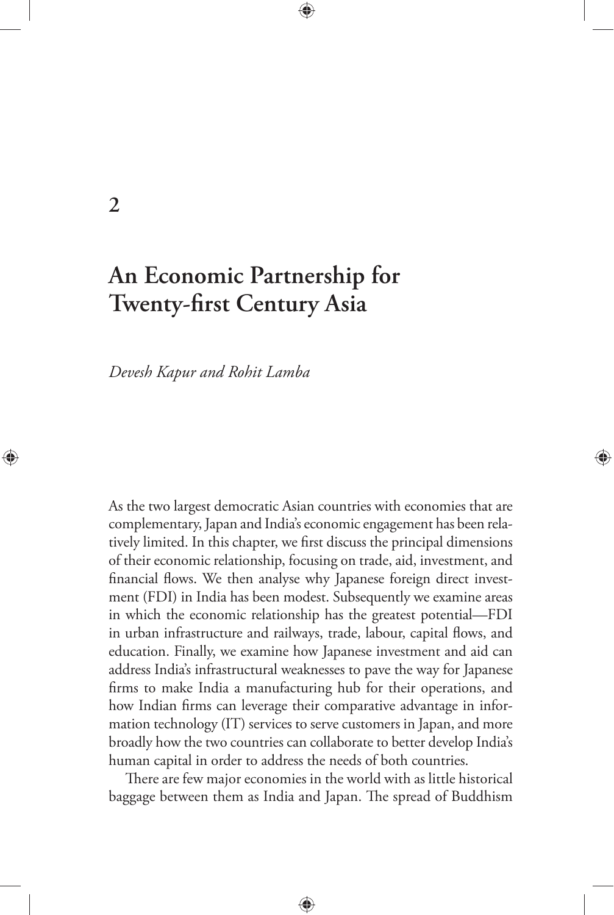# 2

# An Economic Partnership for Twenty-first Century Asia

*Devesh Kapur and Rohit Lamba*

As the two largest democratic Asian countries with economies that are complementary, Japan and India's economic engagement has been relatively limited. In this chapter, we first discuss the principal dimensions of their economic relationship, focusing on trade, aid, investment, and financial flows. We then analyse why Japanese foreign direct investment (FDI) in India has been modest. Subsequently we examine areas in which the economic relationship has the greatest potential—FDI in urban infrastructure and railways, trade, labour, capital flows, and education. Finally, we examine how Japanese investment and aid can address India's infrastructural weaknesses to pave the way for Japanese firms to make India a manufacturing hub for their operations, and how Indian firms can leverage their comparative advantage in information technology (IT) services to serve customers in Japan, and more broadly how the two countries can collaborate to better develop India's human capital in order to address the needs of both countries.

There are few major economies in the world with as little historical baggage between them as India and Japan. The spread of Buddhism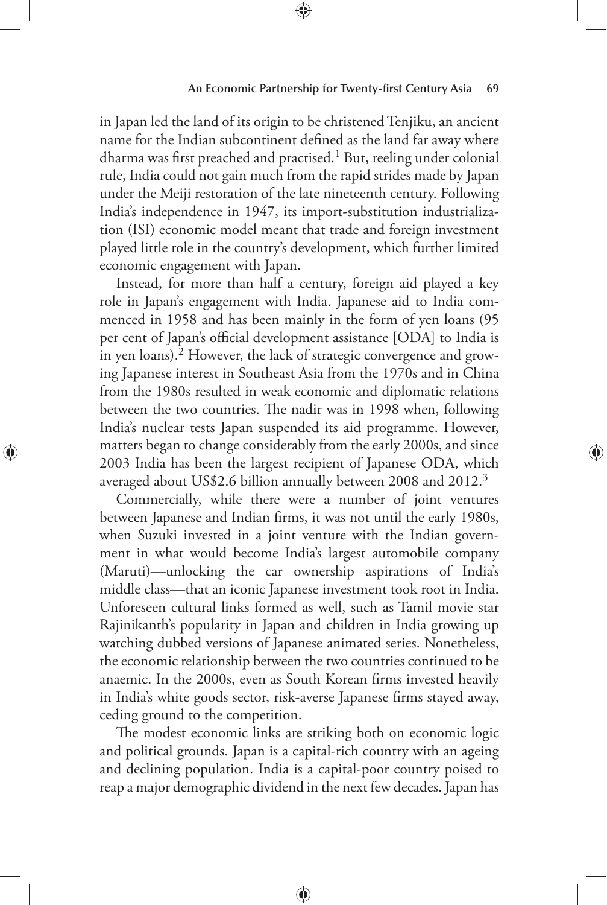in Japan led the land of its origin to be christened Tenjiku, an ancient name for the Indian subcontinent defined as the land far away where dharma was first preached and practised.[1] But, reeling under colonial rule, India could not gain much from the rapid strides made by Japan under the Meiji restoration of the late nineteenth century. Following India's independence in 1947, its import-substitution industrialization (ISI) economic model meant that trade and foreign investment played little role in the country's development, which further limited economic engagement with Japan.

Instead, for more than half a century, foreign aid played a key role in Japan's engagement with India. Japanese aid to India commenced in 1958 and has been mainly in the form of yen loans (95 per cent of Japan's official development assistance [ODA] to India is in yen loans).[2] However, the lack of strategic convergence and growing Japanese interest in Southeast Asia from the 1970s and in China from the 1980s resulted in weak economic and diplomatic relations between the two countries. The nadir was in 1998 when, following India's nuclear tests Japan suspended its aid programme. However, matters began to change considerably from the early 2000s, and since 2003 India has been the largest recipient of Japanese ODA, which averaged about US$2.6 billion annually between 2008 and 2012.[3]

Commercially, while there were a number of joint ventures between Japanese and Indian firms, it was not until the early 1980s, when Suzuki invested in a joint venture with the Indian government in what would become India's largest automobile company (Maruti)—unlocking the car ownership aspirations of India's middle class—that an iconic Japanese investment took root in India. Unforeseen cultural links formed as well, such as Tamil movie star Rajinikanth's popularity in Japan and children in India growing up watching dubbed versions of Japanese animated series. Nonetheless, the economic relationship between the two countries continued to be anaemic. In the 2000s, even as South Korean firms invested heavily in India's white goods sector, risk-averse Japanese firms stayed away, ceding ground to the competition.

The modest economic links are striking both on economic logic and political grounds. Japan is a capital-rich country with an ageing and declining population. India is a capital-poor country poised to reap a major demographic dividend in the next few decades. Japan has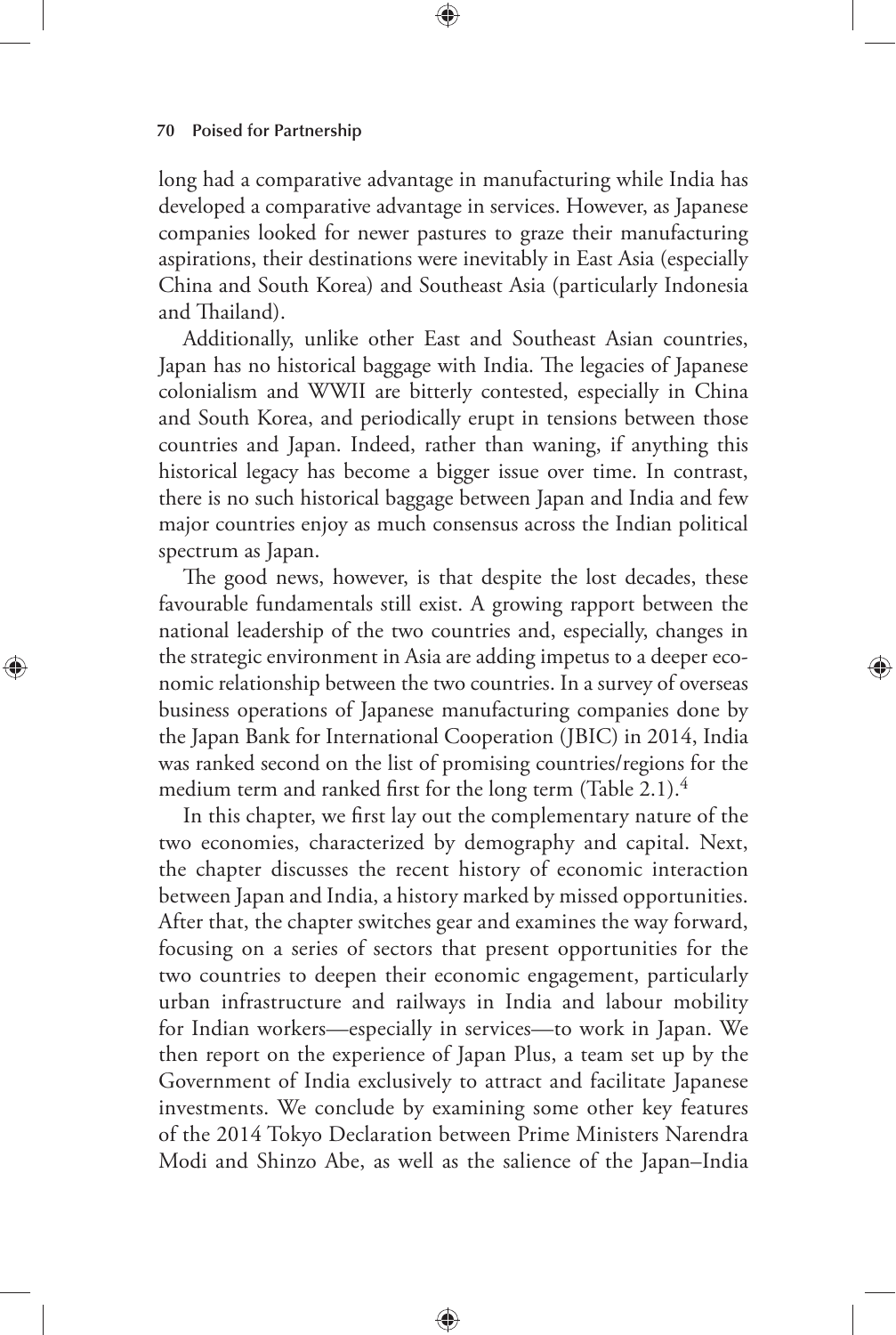long had a comparative advantage in manufacturing while India has developed a comparative advantage in services. However, as Japanese companies looked for newer pastures to graze their manufacturing aspirations, their destinations were inevitably in East Asia (especially China and South Korea) and Southeast Asia (particularly Indonesia and Thailand).

Additionally, unlike other East and Southeast Asian countries, Japan has no historical baggage with India. The legacies of Japanese colonialism and WWII are bitterly contested, especially in China and South Korea, and periodically erupt in tensions between those countries and Japan. Indeed, rather than waning, if anything this historical legacy has become a bigger issue over time. In contrast, there is no such historical baggage between Japan and India and few major countries enjoy as much consensus across the Indian political spectrum as Japan.

The good news, however, is that despite the lost decades, these favourable fundamentals still exist. A growing rapport between the national leadership of the two countries and, especially, changes in the strategic environment in Asia are adding impetus to a deeper economic relationship between the two countries. In a survey of overseas business operations of Japanese manufacturing companies done by the Japan Bank for International Cooperation (JBIC) in 2014, India was ranked second on the list of promising countries/regions for the medium term and ranked first for the long term (Table 2.1).[4]

In this chapter, we first lay out the complementary nature of the two economies, characterized by demography and capital. Next, the chapter discusses the recent history of economic interaction between Japan and India, a history marked by missed opportunities. After that, the chapter switches gear and examines the way forward, focusing on a series of sectors that present opportunities for the two countries to deepen their economic engagement, particularly urban infrastructure and railways in India and labour mobility for Indian workers—especially in services—to work in Japan. We then report on the experience of Japan Plus, a team set up by the Government of India exclusively to attract and facilitate Japanese investments. We conclude by examining some other key features of the 2014 Tokyo Declaration between Prime Ministers Narendra Modi and Shinzo Abe, as well as the salience of the Japan–India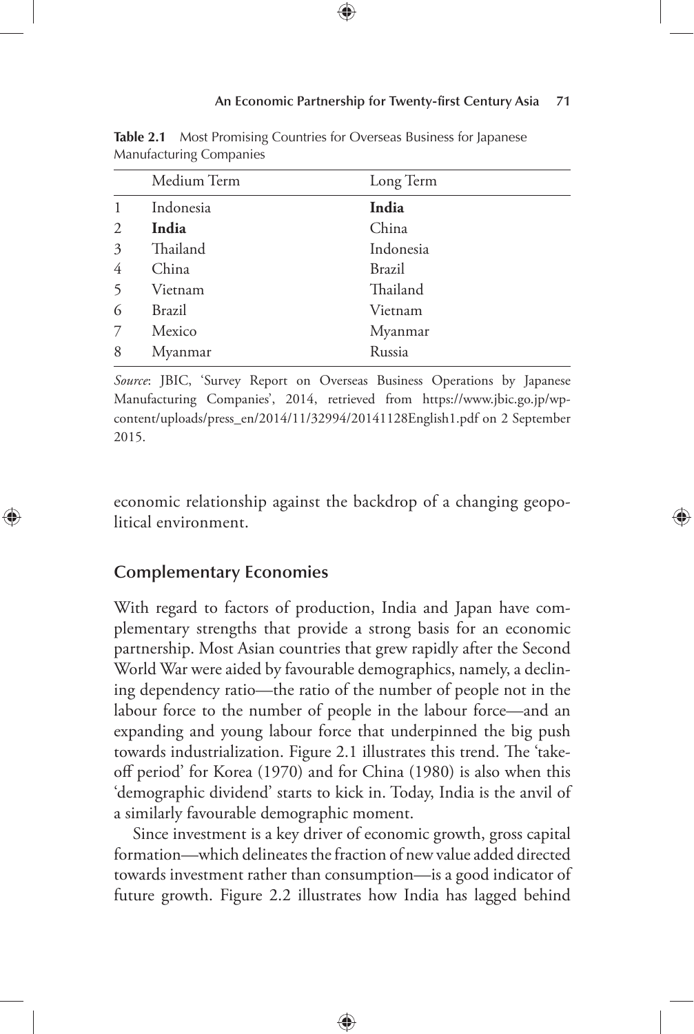**Table 2.1** Most Promising Countries for Overseas Business for Japanese Manufacturing Companies

| | Medium Term | Long Term |
|---|---|---|
| 1 | Indonesia | **India** |
| 2 | **India** | China |
| 3 | Thailand | Indonesia |
| 4 | China | Brazil |
| 5 | Vietnam | Thailand |
| 6 | Brazil | Vietnam |
| 7 | Mexico | Myanmar |
| 8 | Myanmar | Russia |

*Source*: JBIC, 'Survey Report on Overseas Business Operations by Japanese Manufacturing Companies', 2014, retrieved from https://www.jbic.go.jp/wp-content/uploads/press_en/2014/11/32994/20141128English1.pdf on 2 September 2015.

economic relationship against the backdrop of a changing geopolitical environment.

## Complementary Economies

With regard to factors of production, India and Japan have complementary strengths that provide a strong basis for an economic partnership. Most Asian countries that grew rapidly after the Second World War were aided by favourable demographics, namely, a declining dependency ratio—the ratio of the number of people not in the labour force to the number of people in the labour force—and an expanding and young labour force that underpinned the big push towards industrialization. Figure 2.1 illustrates this trend. The 'take-off period' for Korea (1970) and for China (1980) is also when this 'demographic dividend' starts to kick in. Today, India is the anvil of a similarly favourable demographic moment.

Since investment is a key driver of economic growth, gross capital formation—which delineates the fraction of new value added directed towards investment rather than consumption—is a good indicator of future growth. Figure 2.2 illustrates how India has lagged behind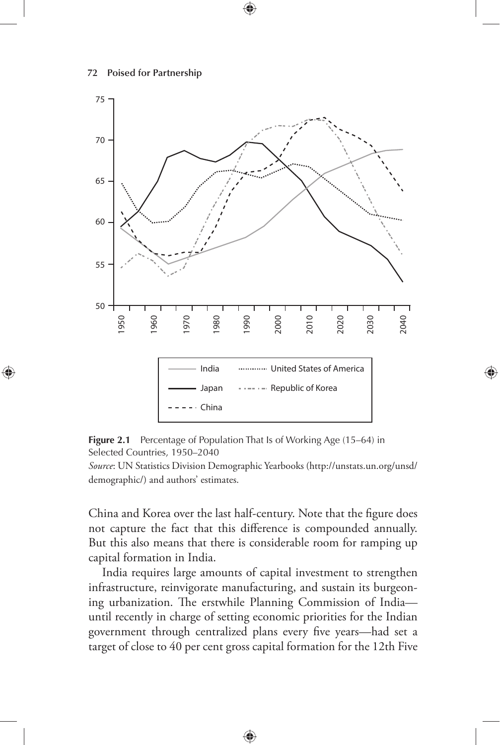**Figure 2.1** Percentage of Population That Is of Working Age (15–64) in Selected Countries, 1950–2040

*Source*: UN Statistics Division Demographic Yearbooks (http://unstats.un.org/unsd/demographic/) and authors' estimates.

China and Korea over the last half-century. Note that the figure does not capture the fact that this difference is compounded annually. But this also means that there is considerable room for ramping up capital formation in India.

India requires large amounts of capital investment to strengthen infrastructure, reinvigorate manufacturing, and sustain its burgeoning urbanization. The erstwhile Planning Commission of India—until recently in charge of setting economic priorities for the Indian government through centralized plans every five years—had set a target of close to 40 per cent gross capital formation for the 12th Five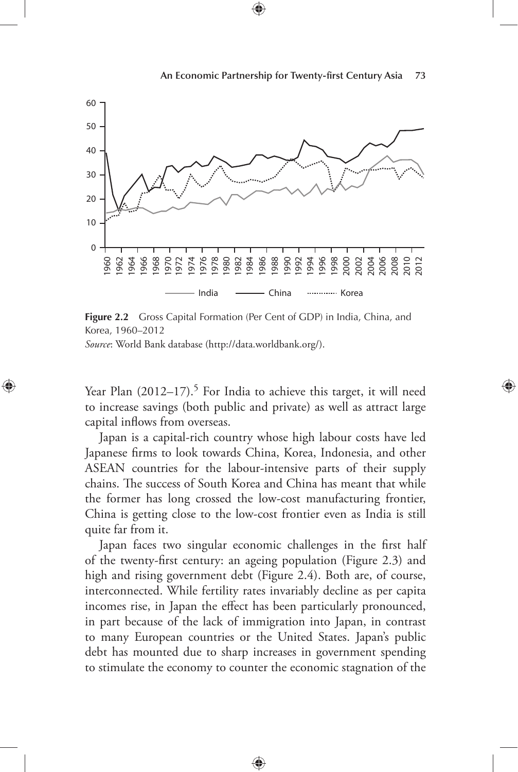**Figure 2.2** Gross Capital Formation (Per Cent of GDP) in India, China, and Korea, 1960–2012

*Source*: World Bank database (http://data.worldbank.org/).

Year Plan (2012–17).[5] For India to achieve this target, it will need to increase savings (both public and private) as well as attract large capital inflows from overseas.

Japan is a capital-rich country whose high labour costs have led Japanese firms to look towards China, Korea, Indonesia, and other ASEAN countries for the labour-intensive parts of their supply chains. The success of South Korea and China has meant that while the former has long crossed the low-cost manufacturing frontier, China is getting close to the low-cost frontier even as India is still quite far from it.

Japan faces two singular economic challenges in the first half of the twenty-first century: an ageing population (Figure 2.3) and high and rising government debt (Figure 2.4). Both are, of course, interconnected. While fertility rates invariably decline as per capita incomes rise, in Japan the effect has been particularly pronounced, in part because of the lack of immigration into Japan, in contrast to many European countries or the United States. Japan's public debt has mounted due to sharp increases in government spending to stimulate the economy to counter the economic stagnation of the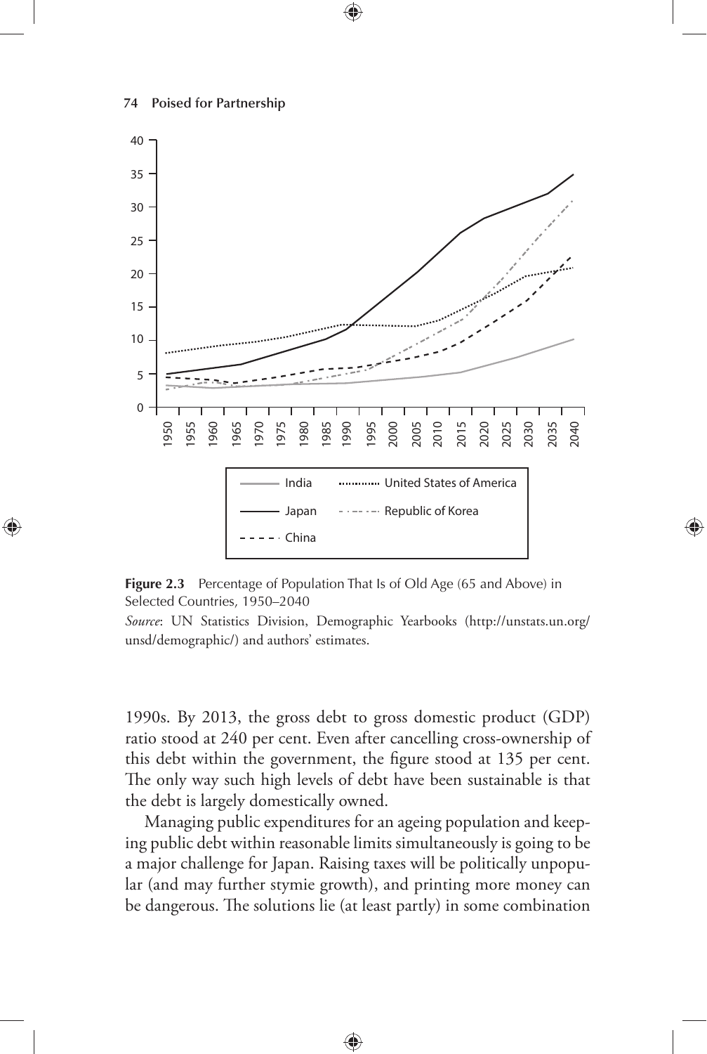**Figure 2.3** Percentage of Population That Is of Old Age (65 and Above) in Selected Countries, 1950–2040

*Source*: UN Statistics Division, Demographic Yearbooks (http://unstats.un.org/unsd/demographic/) and authors' estimates.

1990s. By 2013, the gross debt to gross domestic product (GDP) ratio stood at 240 per cent. Even after cancelling cross-ownership of this debt within the government, the figure stood at 135 per cent. The only way such high levels of debt have been sustainable is that the debt is largely domestically owned.

Managing public expenditures for an ageing population and keeping public debt within reasonable limits simultaneously is going to be a major challenge for Japan. Raising taxes will be politically unpopular (and may further stymie growth), and printing more money can be dangerous. The solutions lie (at least partly) in some combination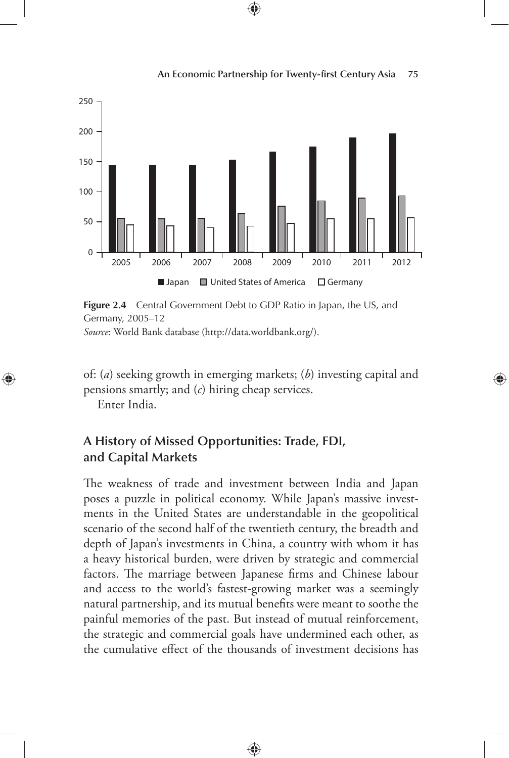**Figure 2.4** Central Government Debt to GDP Ratio in Japan, the US, and Germany, 2005–12
*Source*: World Bank database (http://data.worldbank.org/).

of: (*a*) seeking growth in emerging markets; (*b*) investing capital and pensions smartly; and (*c*) hiring cheap services.

Enter India.

## A History of Missed Opportunities: Trade, FDI, and Capital Markets

The weakness of trade and investment between India and Japan poses a puzzle in political economy. While Japan's massive investments in the United States are understandable in the geopolitical scenario of the second half of the twentieth century, the breadth and depth of Japan's investments in China, a country with whom it has a heavy historical burden, were driven by strategic and commercial factors. The marriage between Japanese firms and Chinese labour and access to the world's fastest-growing market was a seemingly natural partnership, and its mutual benefits were meant to soothe the painful memories of the past. But instead of mutual reinforcement, the strategic and commercial goals have undermined each other, as the cumulative effect of the thousands of investment decisions has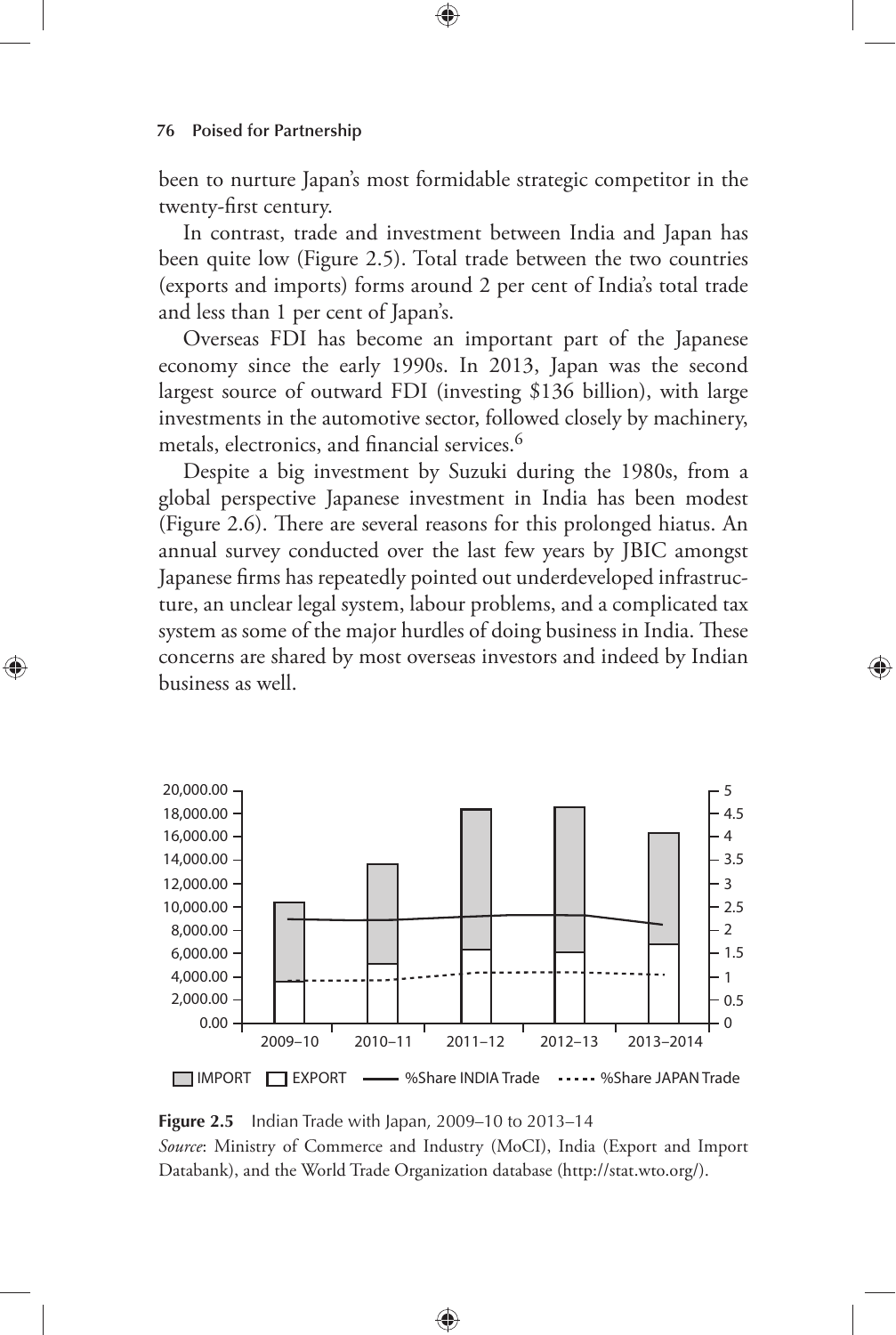been to nurture Japan's most formidable strategic competitor in the twenty-first century.

In contrast, trade and investment between India and Japan has been quite low (Figure 2.5). Total trade between the two countries (exports and imports) forms around 2 per cent of India's total trade and less than 1 per cent of Japan's.

Overseas FDI has become an important part of the Japanese economy since the early 1990s. In 2013, Japan was the second largest source of outward FDI (investing \$136 billion), with large investments in the automotive sector, followed closely by machinery, metals, electronics, and financial services.[6]

Despite a big investment by Suzuki during the 1980s, from a global perspective Japanese investment in India has been modest (Figure 2.6). There are several reasons for this prolonged hiatus. An annual survey conducted over the last few years by JBIC amongst Japanese firms has repeatedly pointed out underdeveloped infrastructure, an unclear legal system, labour problems, and a complicated tax system as some of the major hurdles of doing business in India. These concerns are shared by most overseas investors and indeed by Indian business as well.

**Figure 2.5** Indian Trade with Japan, 2009–10 to 2013–14

*Source*: Ministry of Commerce and Industry (MoCI), India (Export and Import Databank), and the World Trade Organization database (http://stat.wto.org/).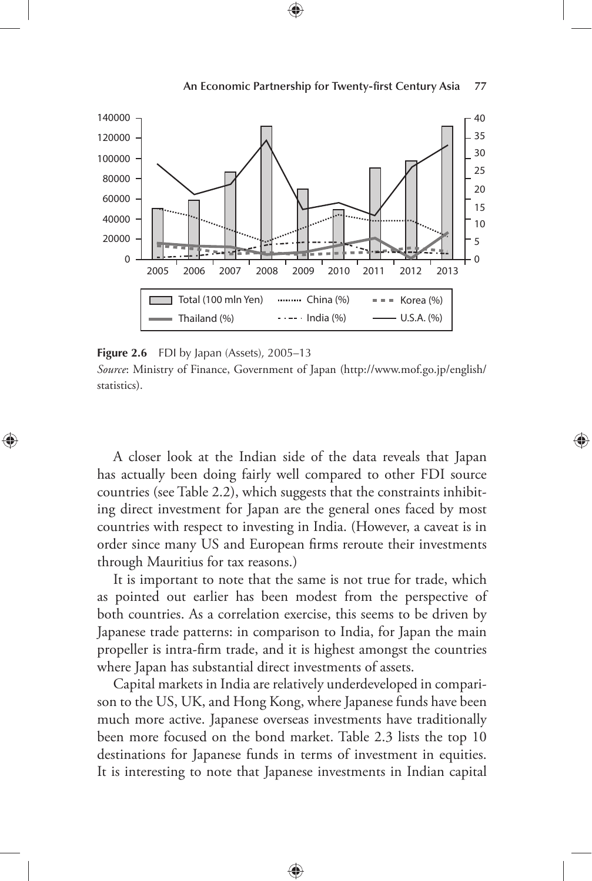**Figure 2.6** FDI by Japan (Assets), 2005–13

*Source*: Ministry of Finance, Government of Japan (http://www.mof.go.jp/english/statistics).

A closer look at the Indian side of the data reveals that Japan has actually been doing fairly well compared to other FDI source countries (see Table 2.2), which suggests that the constraints inhibiting direct investment for Japan are the general ones faced by most countries with respect to investing in India. (However, a caveat is in order since many US and European firms reroute their investments through Mauritius for tax reasons.)

It is important to note that the same is not true for trade, which as pointed out earlier has been modest from the perspective of both countries. As a correlation exercise, this seems to be driven by Japanese trade patterns: in comparison to India, for Japan the main propeller is intra-firm trade, and it is highest amongst the countries where Japan has substantial direct investments of assets.

Capital markets in India are relatively underdeveloped in comparison to the US, UK, and Hong Kong, where Japanese funds have been much more active. Japanese overseas investments have traditionally been more focused on the bond market. Table 2.3 lists the top 10 destinations for Japanese funds in terms of investment in equities. It is interesting to note that Japanese investments in Indian capital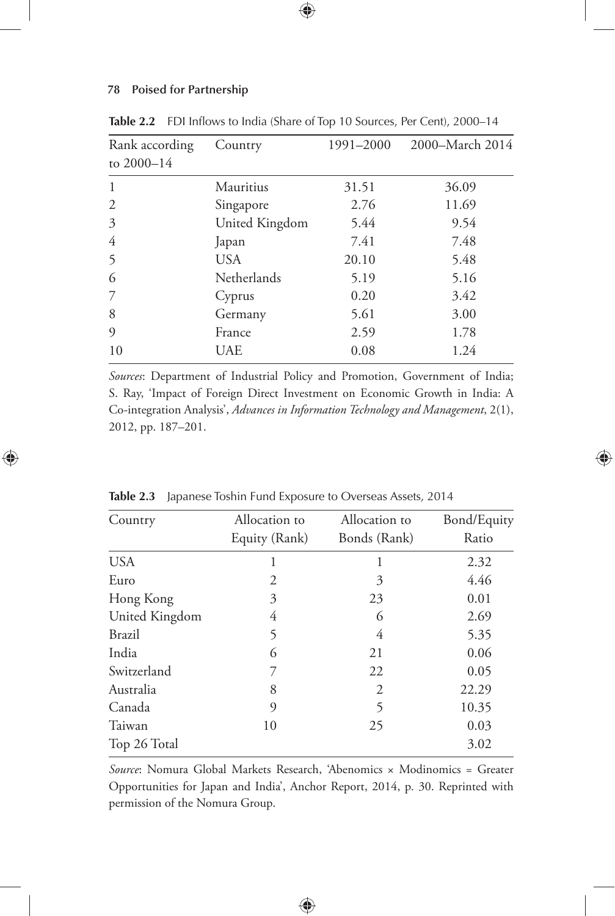**Table 2.2** FDI Inflows to India (Share of Top 10 Sources, Per Cent), 2000–14

| Rank according to 2000–14 | Country | 1991–2000 | 2000–March 2014 |
|---|---|---|---|
| 1 | Mauritius | 31.51 | 36.09 |
| 2 | Singapore | 2.76 | 11.69 |
| 3 | United Kingdom | 5.44 | 9.54 |
| 4 | Japan | 7.41 | 7.48 |
| 5 | USA | 20.10 | 5.48 |
| 6 | Netherlands | 5.19 | 5.16 |
| 7 | Cyprus | 0.20 | 3.42 |
| 8 | Germany | 5.61 | 3.00 |
| 9 | France | 2.59 | 1.78 |
| 10 | UAE | 0.08 | 1.24 |

*Sources*: Department of Industrial Policy and Promotion, Government of India; S. Ray, 'Impact of Foreign Direct Investment on Economic Growth in India: A Co-integration Analysis', *Advances in Information Technology and Management*, 2(1), 2012, pp. 187–201.

**Table 2.3** Japanese Toshin Fund Exposure to Overseas Assets, 2014

| Country | Allocation to Equity (Rank) | Allocation to Bonds (Rank) | Bond/Equity Ratio |
|---|---|---|---|
| USA | 1 | 1 | 2.32 |
| Euro | 2 | 3 | 4.46 |
| Hong Kong | 3 | 23 | 0.01 |
| United Kingdom | 4 | 6 | 2.69 |
| Brazil | 5 | 4 | 5.35 |
| India | 6 | 21 | 0.06 |
| Switzerland | 7 | 22 | 0.05 |
| Australia | 8 | 2 | 22.29 |
| Canada | 9 | 5 | 10.35 |
| Taiwan | 10 | 25 | 0.03 |
| Top 26 Total | | | 3.02 |

*Source*: Nomura Global Markets Research, 'Abenomics × Modinomics = Greater Opportunities for Japan and India', Anchor Report, 2014, p. 30. Reprinted with permission of the Nomura Group.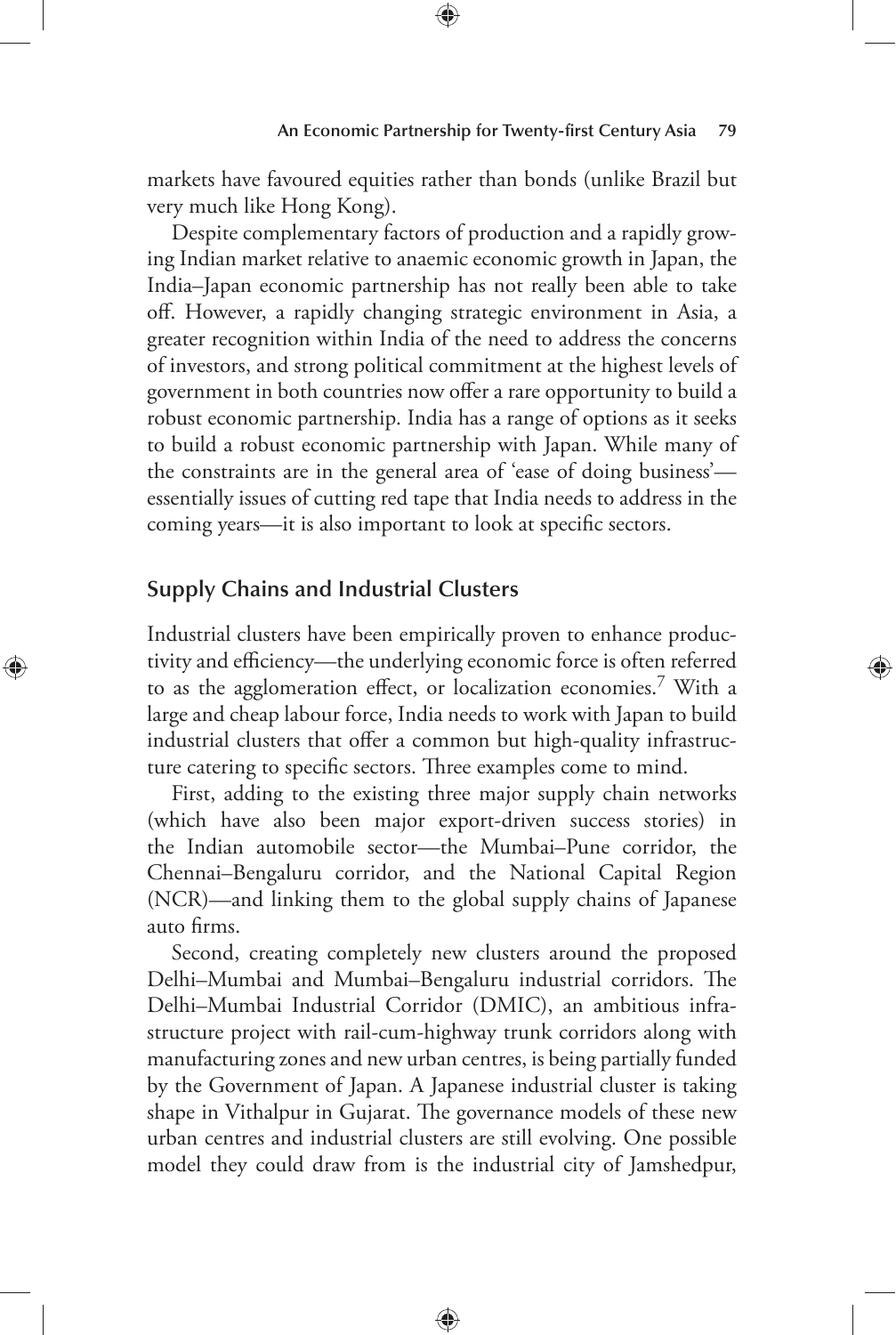markets have favoured equities rather than bonds (unlike Brazil but very much like Hong Kong).

Despite complementary factors of production and a rapidly growing Indian market relative to anaemic economic growth in Japan, the India–Japan economic partnership has not really been able to take off. However, a rapidly changing strategic environment in Asia, a greater recognition within India of the need to address the concerns of investors, and strong political commitment at the highest levels of government in both countries now offer a rare opportunity to build a robust economic partnership. India has a range of options as it seeks to build a robust economic partnership with Japan. While many of the constraints are in the general area of 'ease of doing business'—essentially issues of cutting red tape that India needs to address in the coming years—it is also important to look at specific sectors.

## Supply Chains and Industrial Clusters

Industrial clusters have been empirically proven to enhance productivity and efficiency—the underlying economic force is often referred to as the agglomeration effect, or localization economies.[7] With a large and cheap labour force, India needs to work with Japan to build industrial clusters that offer a common but high-quality infrastructure catering to specific sectors. Three examples come to mind.

First, adding to the existing three major supply chain networks (which have also been major export-driven success stories) in the Indian automobile sector—the Mumbai–Pune corridor, the Chennai–Bengaluru corridor, and the National Capital Region (NCR)—and linking them to the global supply chains of Japanese auto firms.

Second, creating completely new clusters around the proposed Delhi–Mumbai and Mumbai–Bengaluru industrial corridors. The Delhi–Mumbai Industrial Corridor (DMIC), an ambitious infrastructure project with rail-cum-highway trunk corridors along with manufacturing zones and new urban centres, is being partially funded by the Government of Japan. A Japanese industrial cluster is taking shape in Vithalpur in Gujarat. The governance models of these new urban centres and industrial clusters are still evolving. One possible model they could draw from is the industrial city of Jamshedpur,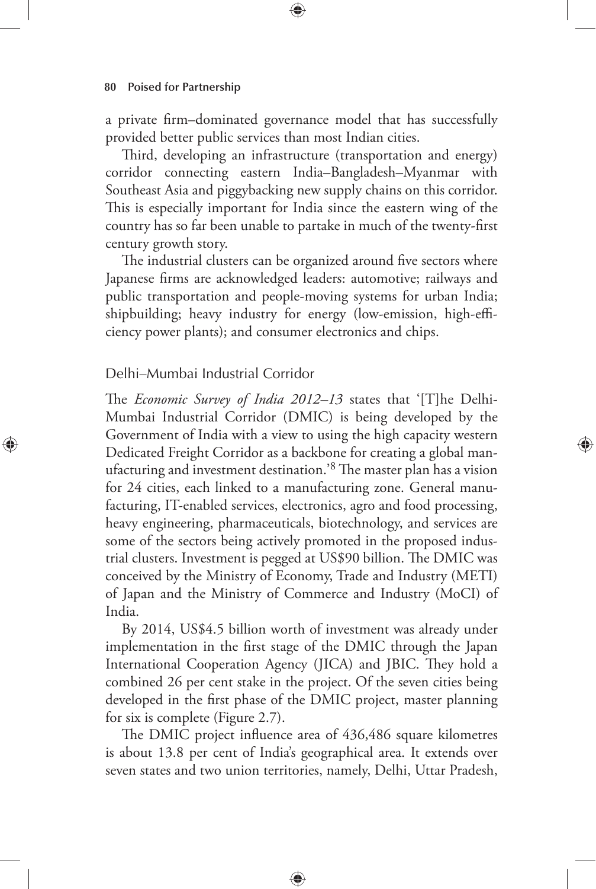a private firm–dominated governance model that has successfully provided better public services than most Indian cities.

Third, developing an infrastructure (transportation and energy) corridor connecting eastern India–Bangladesh–Myanmar with Southeast Asia and piggybacking new supply chains on this corridor. This is especially important for India since the eastern wing of the country has so far been unable to partake in much of the twenty-first century growth story.

The industrial clusters can be organized around five sectors where Japanese firms are acknowledged leaders: automotive; railways and public transportation and people-moving systems for urban India; shipbuilding; heavy industry for energy (low-emission, high-efficiency power plants); and consumer electronics and chips.

## Delhi–Mumbai Industrial Corridor

The *Economic Survey of India 2012–13* states that '[T]he Delhi-Mumbai Industrial Corridor (DMIC) is being developed by the Government of India with a view to using the high capacity western Dedicated Freight Corridor as a backbone for creating a global manufacturing and investment destination.'[8] The master plan has a vision for 24 cities, each linked to a manufacturing zone. General manufacturing, IT-enabled services, electronics, agro and food processing, heavy engineering, pharmaceuticals, biotechnology, and services are some of the sectors being actively promoted in the proposed industrial clusters. Investment is pegged at US$90 billion. The DMIC was conceived by the Ministry of Economy, Trade and Industry (METI) of Japan and the Ministry of Commerce and Industry (MoCI) of India.

By 2014, US$4.5 billion worth of investment was already under implementation in the first stage of the DMIC through the Japan International Cooperation Agency (JICA) and JBIC. They hold a combined 26 per cent stake in the project. Of the seven cities being developed in the first phase of the DMIC project, master planning for six is complete (Figure 2.7).

The DMIC project influence area of 436,486 square kilometres is about 13.8 per cent of India's geographical area. It extends over seven states and two union territories, namely, Delhi, Uttar Pradesh,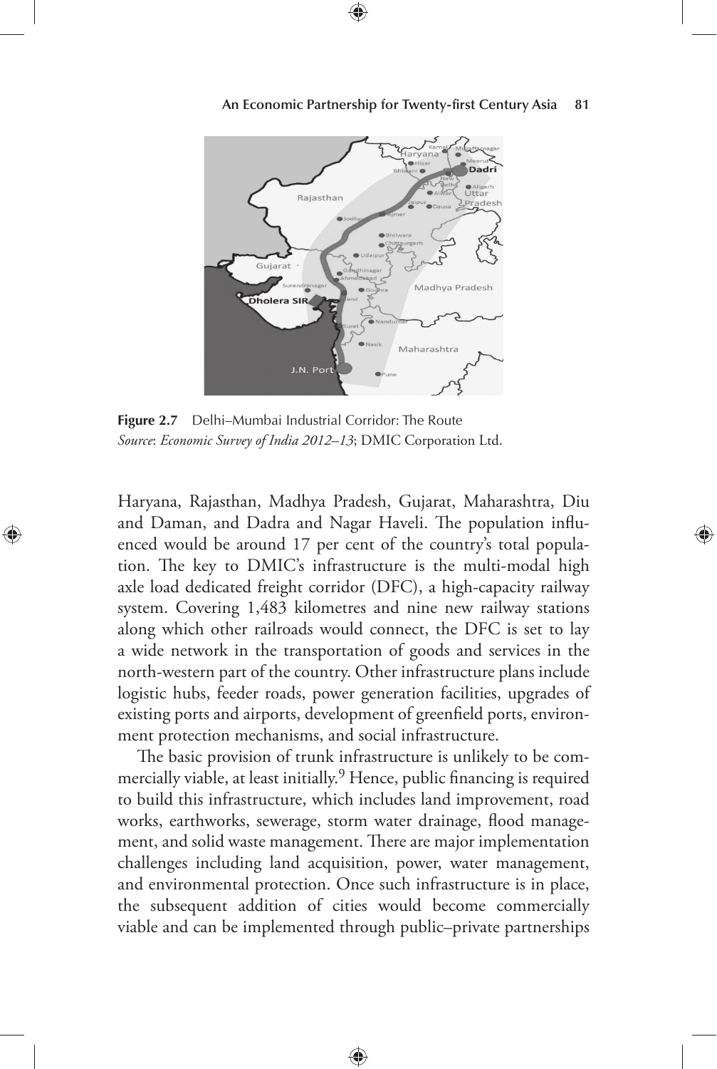**Figure 2.7** Delhi–Mumbai Industrial Corridor: The Route
*Source*: *Economic Survey of India 2012–13*; DMIC Corporation Ltd.

Haryana, Rajasthan, Madhya Pradesh, Gujarat, Maharashtra, Diu and Daman, and Dadra and Nagar Haveli. The population influenced would be around 17 per cent of the country's total population. The key to DMIC's infrastructure is the multi-modal high axle load dedicated freight corridor (DFC), a high-capacity railway system. Covering 1,483 kilometres and nine new railway stations along which other railroads would connect, the DFC is set to lay a wide network in the transportation of goods and services in the north-western part of the country. Other infrastructure plans include logistic hubs, feeder roads, power generation facilities, upgrades of existing ports and airports, development of greenfield ports, environment protection mechanisms, and social infrastructure.

The basic provision of trunk infrastructure is unlikely to be commercially viable, at least initially.[9] Hence, public financing is required to build this infrastructure, which includes land improvement, road works, earthworks, sewerage, storm water drainage, flood management, and solid waste management. There are major implementation challenges including land acquisition, power, water management, and environmental protection. Once such infrastructure is in place, the subsequent addition of cities would become commercially viable and can be implemented through public–private partnerships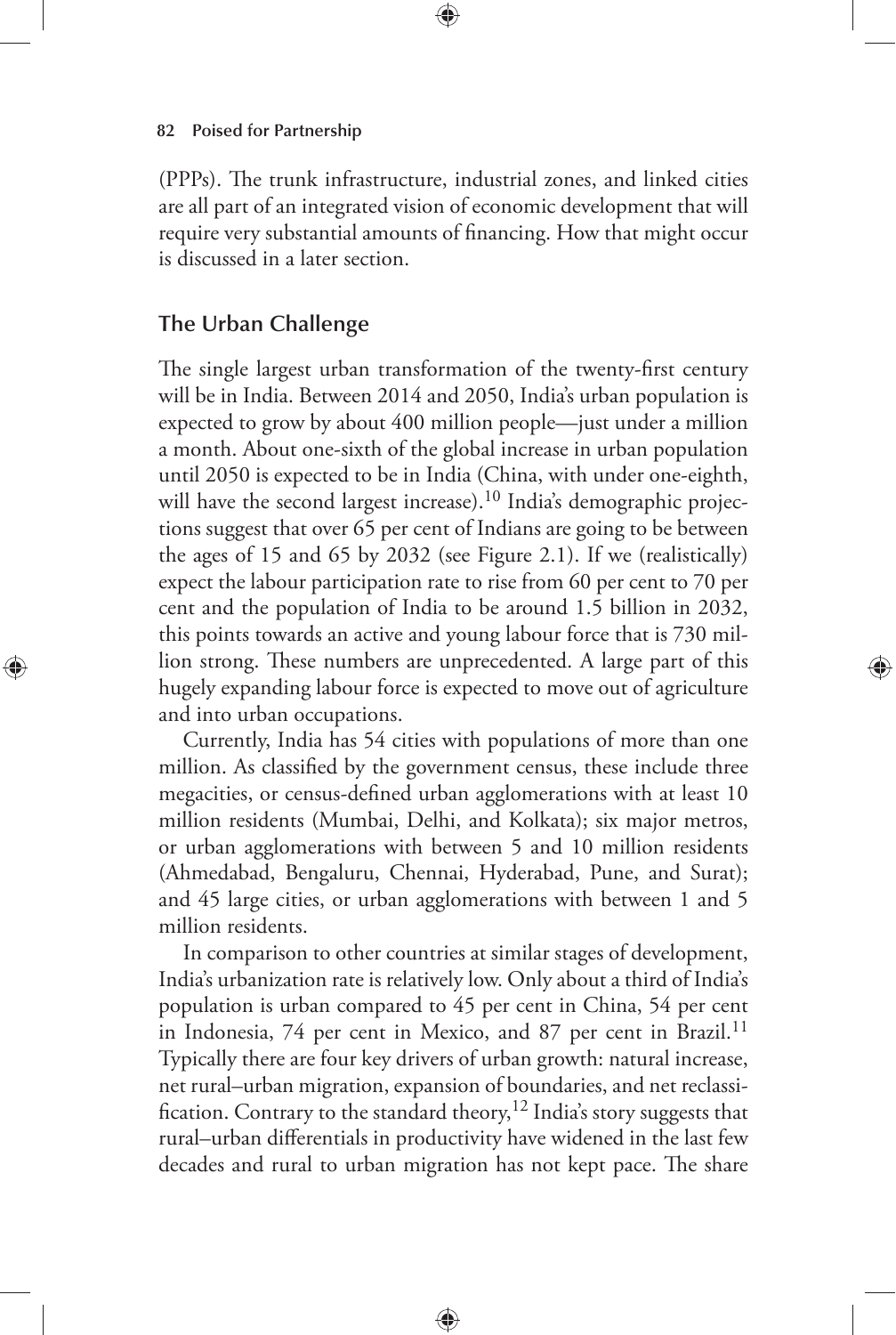(PPPs). The trunk infrastructure, industrial zones, and linked cities are all part of an integrated vision of economic development that will require very substantial amounts of financing. How that might occur is discussed in a later section.

## The Urban Challenge

The single largest urban transformation of the twenty-first century will be in India. Between 2014 and 2050, India's urban population is expected to grow by about 400 million people—just under a million a month. About one-sixth of the global increase in urban population until 2050 is expected to be in India (China, with under one-eighth, will have the second largest increase).[10] India's demographic projections suggest that over 65 per cent of Indians are going to be between the ages of 15 and 65 by 2032 (see Figure 2.1). If we (realistically) expect the labour participation rate to rise from 60 per cent to 70 per cent and the population of India to be around 1.5 billion in 2032, this points towards an active and young labour force that is 730 million strong. These numbers are unprecedented. A large part of this hugely expanding labour force is expected to move out of agriculture and into urban occupations.

Currently, India has 54 cities with populations of more than one million. As classified by the government census, these include three megacities, or census-defined urban agglomerations with at least 10 million residents (Mumbai, Delhi, and Kolkata); six major metros, or urban agglomerations with between 5 and 10 million residents (Ahmedabad, Bengaluru, Chennai, Hyderabad, Pune, and Surat); and 45 large cities, or urban agglomerations with between 1 and 5 million residents.

In comparison to other countries at similar stages of development, India's urbanization rate is relatively low. Only about a third of India's population is urban compared to 45 per cent in China, 54 per cent in Indonesia, 74 per cent in Mexico, and 87 per cent in Brazil.[11] Typically there are four key drivers of urban growth: natural increase, net rural–urban migration, expansion of boundaries, and net reclassification. Contrary to the standard theory,[12] India's story suggests that rural–urban differentials in productivity have widened in the last few decades and rural to urban migration has not kept pace. The share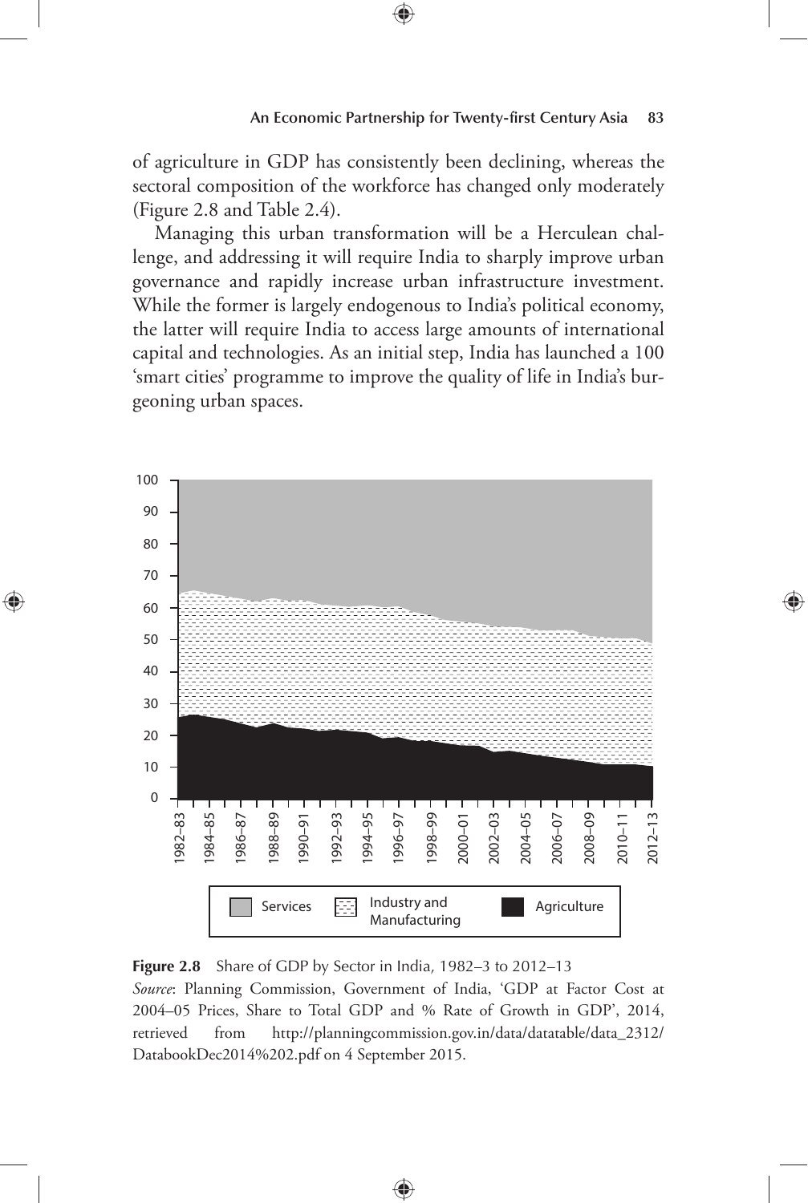of agriculture in GDP has consistently been declining, whereas the sectoral composition of the workforce has changed only moderately (Figure 2.8 and Table 2.4).

Managing this urban transformation will be a Herculean challenge, and addressing it will require India to sharply improve urban governance and rapidly increase urban infrastructure investment. While the former is largely endogenous to India's political economy, the latter will require India to access large amounts of international capital and technologies. As an initial step, India has launched a 100 'smart cities' programme to improve the quality of life in India's burgeoning urban spaces.

**Figure 2.8** Share of GDP by Sector in India, 1982–3 to 2012–13

*Source*: Planning Commission, Government of India, 'GDP at Factor Cost at 2004–05 Prices, Share to Total GDP and % Rate of Growth in GDP', 2014, retrieved from http://planningcommission.gov.in/data/datatable/data_2312/DatabookDec2014%202.pdf on 4 September 2015.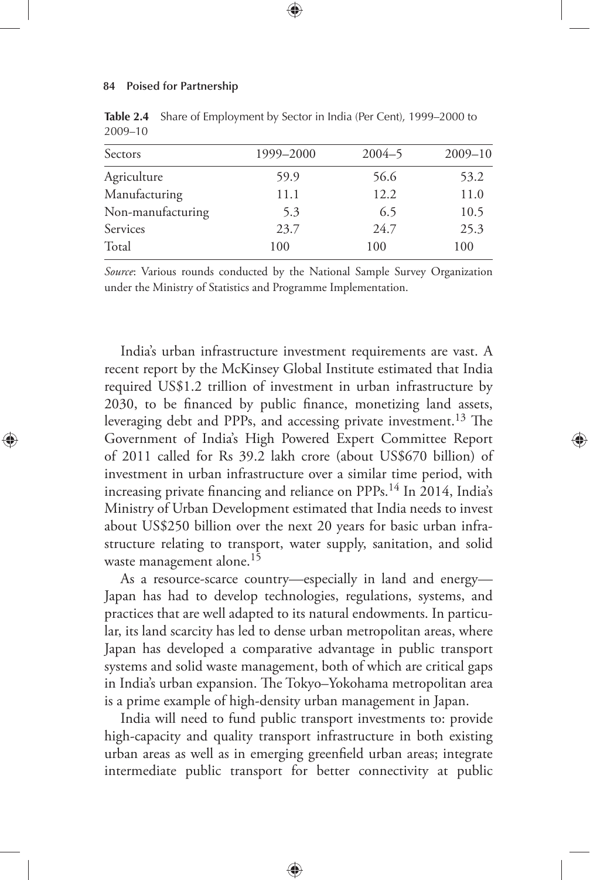**Table 2.4** Share of Employment by Sector in India (Per Cent), 1999–2000 to 2009–10

| Sectors | 1999–2000 | 2004–5 | 2009–10 |
|---|---|---|---|
| Agriculture | 59.9 | 56.6 | 53.2 |
| Manufacturing | 11.1 | 12.2 | 11.0 |
| Non-manufacturing | 5.3 | 6.5 | 10.5 |
| Services | 23.7 | 24.7 | 25.3 |
| Total | 100 | 100 | 100 |

*Source*: Various rounds conducted by the National Sample Survey Organization under the Ministry of Statistics and Programme Implementation.

India's urban infrastructure investment requirements are vast. A recent report by the McKinsey Global Institute estimated that India required US$1.2 trillion of investment in urban infrastructure by 2030, to be financed by public finance, monetizing land assets, leveraging debt and PPPs, and accessing private investment.[13] The Government of India's High Powered Expert Committee Report of 2011 called for Rs 39.2 lakh crore (about US$670 billion) of investment in urban infrastructure over a similar time period, with increasing private financing and reliance on PPPs.[14] In 2014, India's Ministry of Urban Development estimated that India needs to invest about US$250 billion over the next 20 years for basic urban infrastructure relating to transport, water supply, sanitation, and solid waste management alone.[15]

As a resource-scarce country—especially in land and energy—Japan has had to develop technologies, regulations, systems, and practices that are well adapted to its natural endowments. In particular, its land scarcity has led to dense urban metropolitan areas, where Japan has developed a comparative advantage in public transport systems and solid waste management, both of which are critical gaps in India's urban expansion. The Tokyo–Yokohama metropolitan area is a prime example of high-density urban management in Japan.

India will need to fund public transport investments to: provide high-capacity and quality transport infrastructure in both existing urban areas as well as in emerging greenfield urban areas; integrate intermediate public transport for better connectivity at public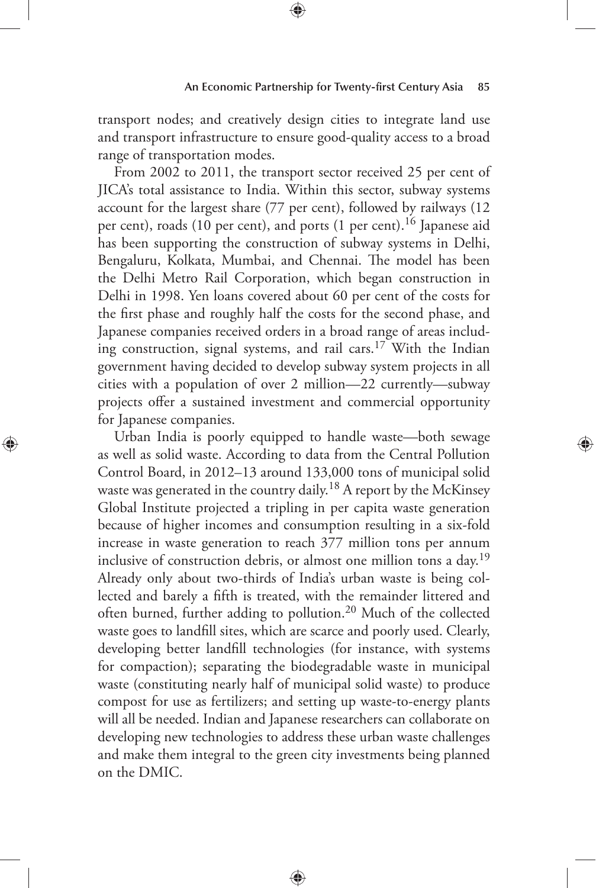transport nodes; and creatively design cities to integrate land use and transport infrastructure to ensure good-quality access to a broad range of transportation modes.

From 2002 to 2011, the transport sector received 25 per cent of JICA's total assistance to India. Within this sector, subway systems account for the largest share (77 per cent), followed by railways (12 per cent), roads (10 per cent), and ports (1 per cent).[16] Japanese aid has been supporting the construction of subway systems in Delhi, Bengaluru, Kolkata, Mumbai, and Chennai. The model has been the Delhi Metro Rail Corporation, which began construction in Delhi in 1998. Yen loans covered about 60 per cent of the costs for the first phase and roughly half the costs for the second phase, and Japanese companies received orders in a broad range of areas including construction, signal systems, and rail cars.[17] With the Indian government having decided to develop subway system projects in all cities with a population of over 2 million—22 currently—subway projects offer a sustained investment and commercial opportunity for Japanese companies.

Urban India is poorly equipped to handle waste—both sewage as well as solid waste. According to data from the Central Pollution Control Board, in 2012–13 around 133,000 tons of municipal solid waste was generated in the country daily.[18] A report by the McKinsey Global Institute projected a tripling in per capita waste generation because of higher incomes and consumption resulting in a six-fold increase in waste generation to reach 377 million tons per annum inclusive of construction debris, or almost one million tons a day.[19] Already only about two-thirds of India's urban waste is being collected and barely a fifth is treated, with the remainder littered and often burned, further adding to pollution.[20] Much of the collected waste goes to landfill sites, which are scarce and poorly used. Clearly, developing better landfill technologies (for instance, with systems for compaction); separating the biodegradable waste in municipal waste (constituting nearly half of municipal solid waste) to produce compost for use as fertilizers; and setting up waste-to-energy plants will all be needed. Indian and Japanese researchers can collaborate on developing new technologies to address these urban waste challenges and make them integral to the green city investments being planned on the DMIC.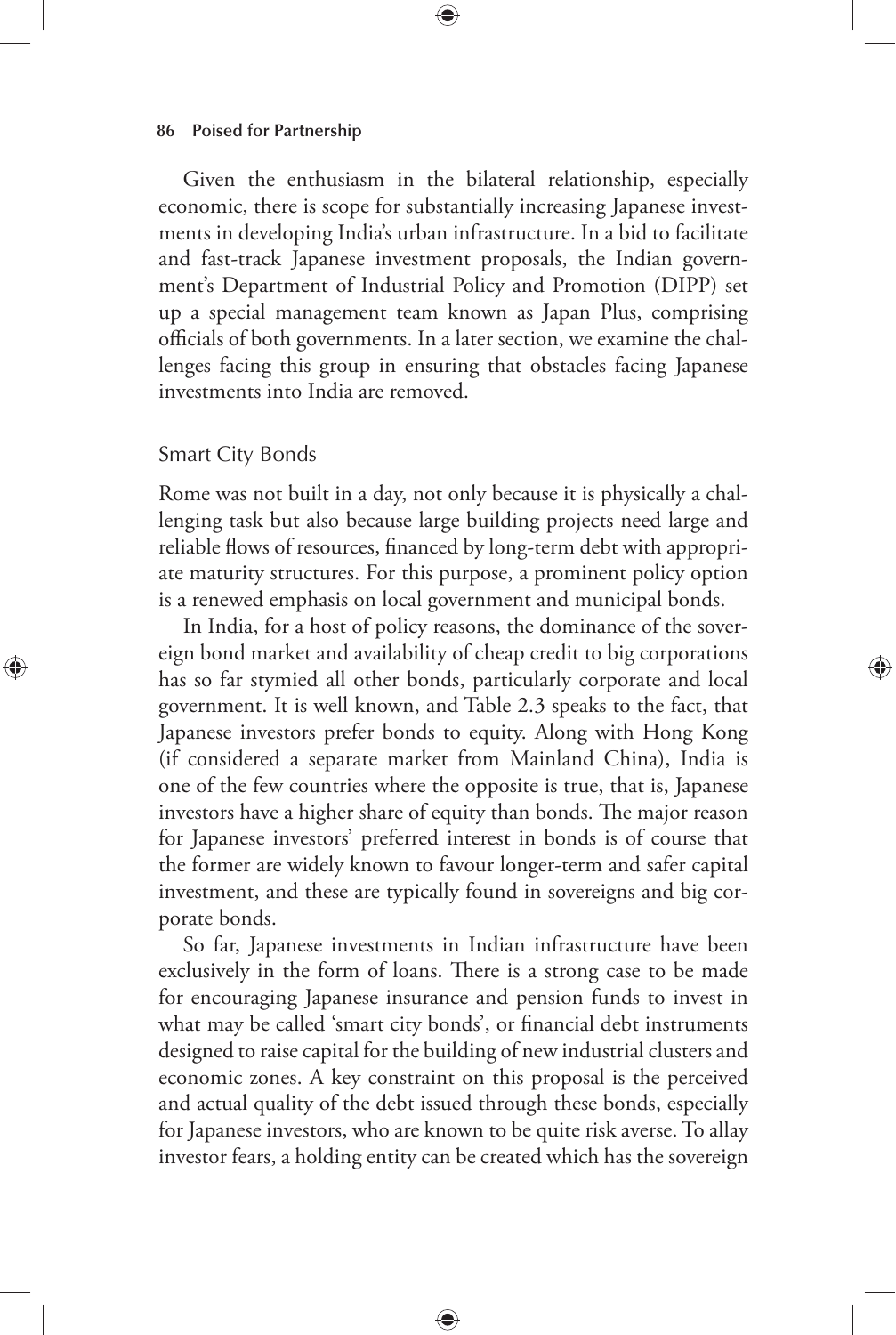Given the enthusiasm in the bilateral relationship, especially economic, there is scope for substantially increasing Japanese investments in developing India's urban infrastructure. In a bid to facilitate and fast-track Japanese investment proposals, the Indian government's Department of Industrial Policy and Promotion (DIPP) set up a special management team known as Japan Plus, comprising officials of both governments. In a later section, we examine the challenges facing this group in ensuring that obstacles facing Japanese investments into India are removed.

## Smart City Bonds

Rome was not built in a day, not only because it is physically a challenging task but also because large building projects need large and reliable flows of resources, financed by long-term debt with appropriate maturity structures. For this purpose, a prominent policy option is a renewed emphasis on local government and municipal bonds.

In India, for a host of policy reasons, the dominance of the sovereign bond market and availability of cheap credit to big corporations has so far stymied all other bonds, particularly corporate and local government. It is well known, and Table 2.3 speaks to the fact, that Japanese investors prefer bonds to equity. Along with Hong Kong (if considered a separate market from Mainland China), India is one of the few countries where the opposite is true, that is, Japanese investors have a higher share of equity than bonds. The major reason for Japanese investors' preferred interest in bonds is of course that the former are widely known to favour longer-term and safer capital investment, and these are typically found in sovereigns and big corporate bonds.

So far, Japanese investments in Indian infrastructure have been exclusively in the form of loans. There is a strong case to be made for encouraging Japanese insurance and pension funds to invest in what may be called 'smart city bonds', or financial debt instruments designed to raise capital for the building of new industrial clusters and economic zones. A key constraint on this proposal is the perceived and actual quality of the debt issued through these bonds, especially for Japanese investors, who are known to be quite risk averse. To allay investor fears, a holding entity can be created which has the sovereign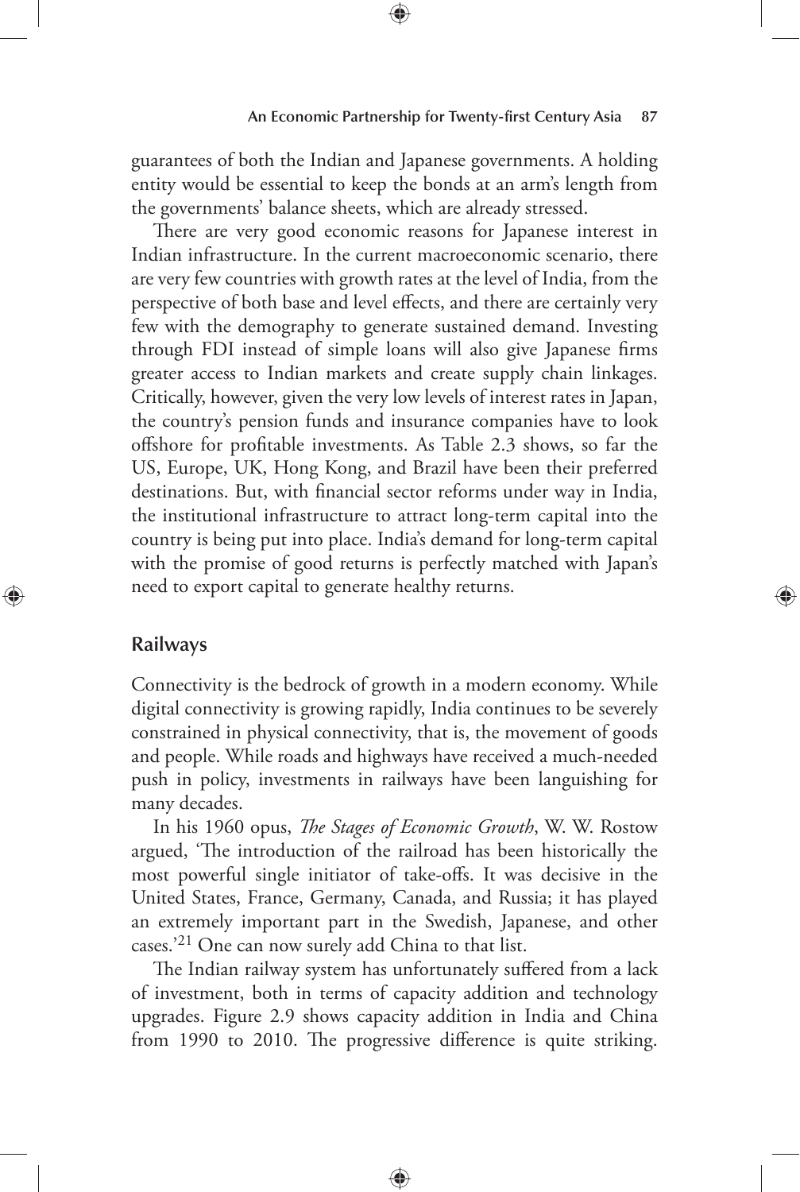guarantees of both the Indian and Japanese governments. A holding entity would be essential to keep the bonds at an arm's length from the governments' balance sheets, which are already stressed.

There are very good economic reasons for Japanese interest in Indian infrastructure. In the current macroeconomic scenario, there are very few countries with growth rates at the level of India, from the perspective of both base and level effects, and there are certainly very few with the demography to generate sustained demand. Investing through FDI instead of simple loans will also give Japanese firms greater access to Indian markets and create supply chain linkages. Critically, however, given the very low levels of interest rates in Japan, the country's pension funds and insurance companies have to look offshore for profitable investments. As Table 2.3 shows, so far the US, Europe, UK, Hong Kong, and Brazil have been their preferred destinations. But, with financial sector reforms under way in India, the institutional infrastructure to attract long-term capital into the country is being put into place. India's demand for long-term capital with the promise of good returns is perfectly matched with Japan's need to export capital to generate healthy returns.

## Railways

Connectivity is the bedrock of growth in a modern economy. While digital connectivity is growing rapidly, India continues to be severely constrained in physical connectivity, that is, the movement of goods and people. While roads and highways have received a much-needed push in policy, investments in railways have been languishing for many decades.

In his 1960 opus, *The Stages of Economic Growth*, W. W. Rostow argued, 'The introduction of the railroad has been historically the most powerful single initiator of take-offs. It was decisive in the United States, France, Germany, Canada, and Russia; it has played an extremely important part in the Swedish, Japanese, and other cases.'[21] One can now surely add China to that list.

The Indian railway system has unfortunately suffered from a lack of investment, both in terms of capacity addition and technology upgrades. Figure 2.9 shows capacity addition in India and China from 1990 to 2010. The progressive difference is quite striking.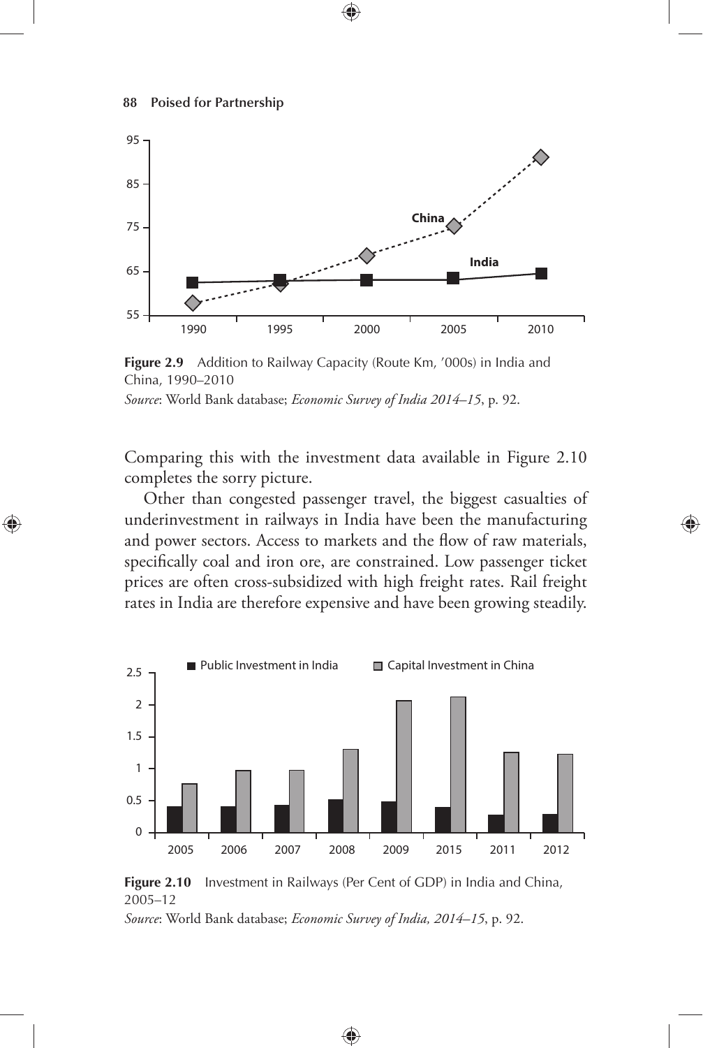Figure 2.9 Addition to Railway Capacity (Route Km, '000s) in India and China, 1990–2010

*Source*: World Bank database; *Economic Survey of India 2014–15*, p. 92.

Comparing this with the investment data available in Figure 2.10 completes the sorry picture.

Other than congested passenger travel, the biggest casualties of underinvestment in railways in India have been the manufacturing and power sectors. Access to markets and the flow of raw materials, specifically coal and iron ore, are constrained. Low passenger ticket prices are often cross-subsidized with high freight rates. Rail freight rates in India are therefore expensive and have been growing steadily.

**Figure 2.10** Investment in Railways (Per Cent of GDP) in India and China, 2005–12

*Source*: World Bank database; *Economic Survey of India, 2014–15*, p. 92.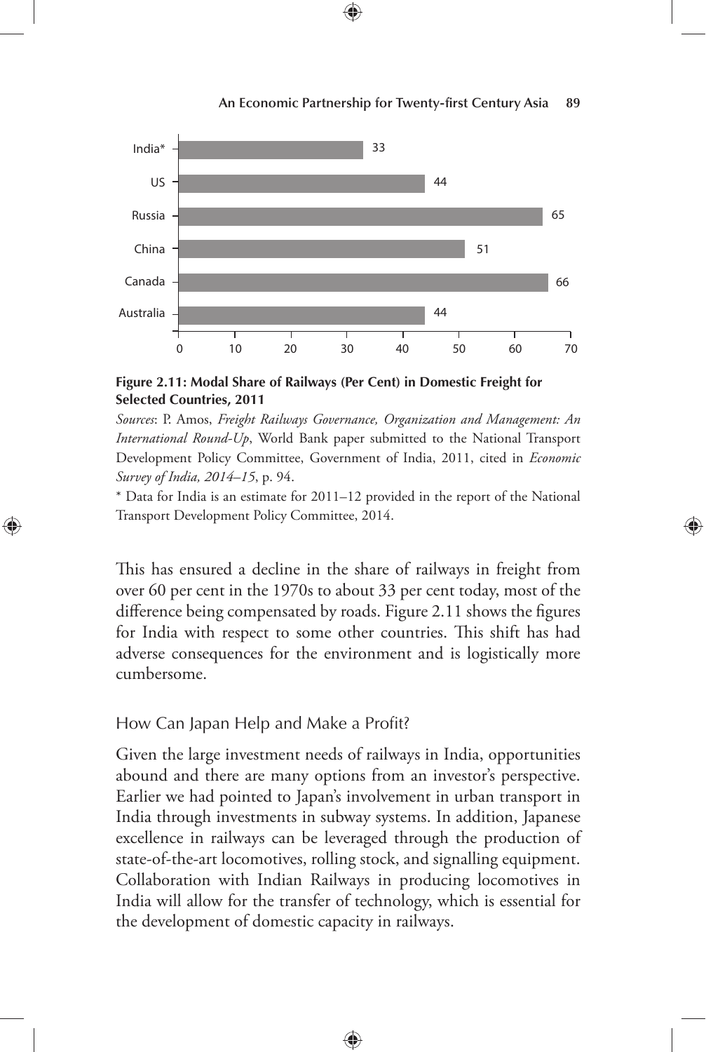| Country | Modal Share of Railways (%) |
|---|---|
| India* | 33 |
| US | 44 |
| Russia | 65 |
| China | 51 |
| Canada | 66 |
| Australia | 44 |

**Figure 2.11: Modal Share of Railways (Per Cent) in Domestic Freight for Selected Countries, 2011**

*Sources*: P. Amos, *Freight Railways Governance, Organization and Management: An International Round-Up*, World Bank paper submitted to the National Transport Development Policy Committee, Government of India, 2011, cited in *Economic Survey of India, 2014–15*, p. 94.

* Data for India is an estimate for 2011–12 provided in the report of the National Transport Development Policy Committee, 2014.

This has ensured a decline in the share of railways in freight from over 60 per cent in the 1970s to about 33 per cent today, most of the difference being compensated by roads. Figure 2.11 shows the figures for India with respect to some other countries. This shift has had adverse consequences for the environment and is logistically more cumbersome.

## How Can Japan Help and Make a Profit?

Given the large investment needs of railways in India, opportunities abound and there are many options from an investor's perspective. Earlier we had pointed to Japan's involvement in urban transport in India through investments in subway systems. In addition, Japanese excellence in railways can be leveraged through the production of state-of-the-art locomotives, rolling stock, and signalling equipment. Collaboration with Indian Railways in producing locomotives in India will allow for the transfer of technology, which is essential for the development of domestic capacity in railways.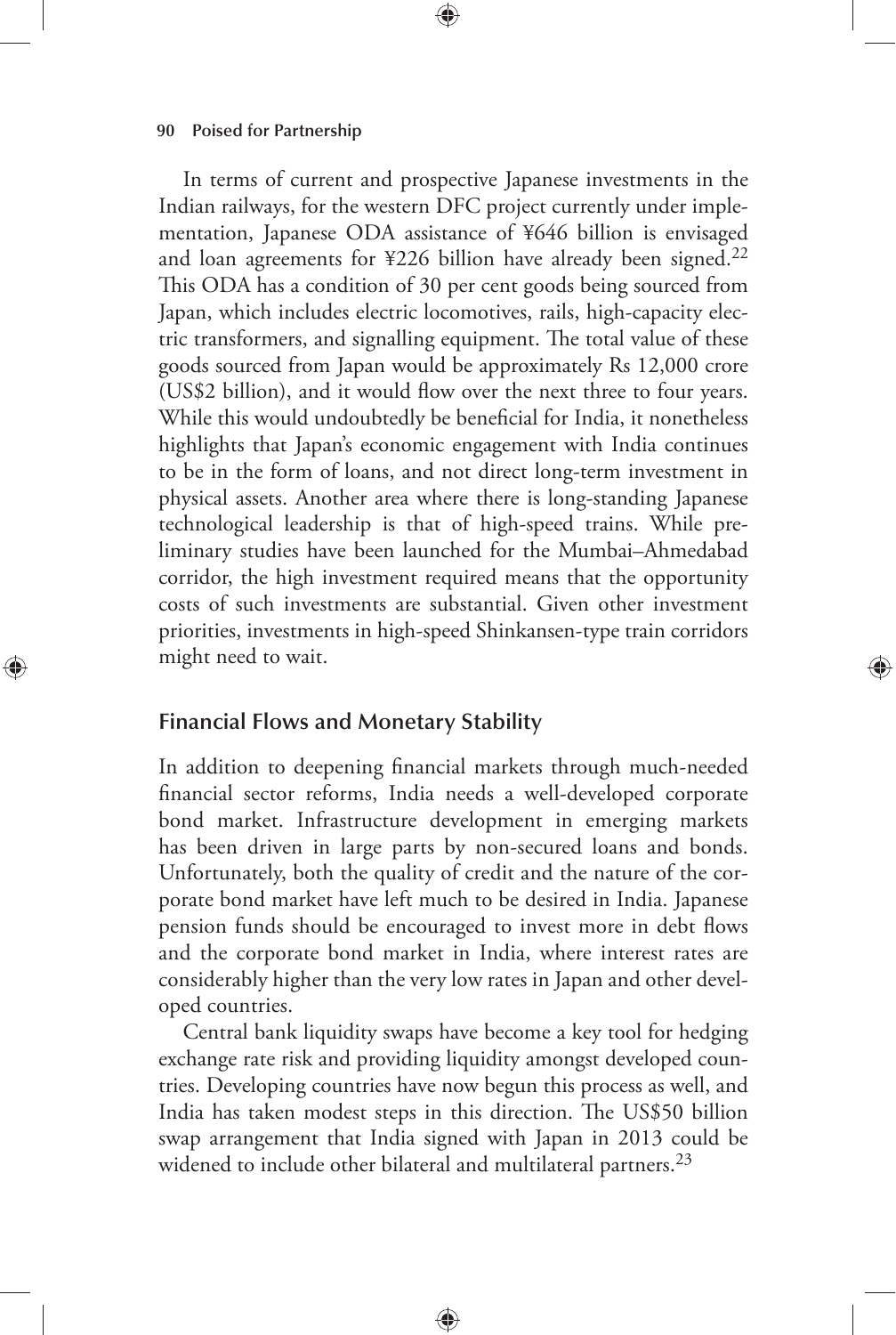In terms of current and prospective Japanese investments in the Indian railways, for the western DFC project currently under implementation, Japanese ODA assistance of ¥646 billion is envisaged and loan agreements for ¥226 billion have already been signed.[22] This ODA has a condition of 30 per cent goods being sourced from Japan, which includes electric locomotives, rails, high-capacity electric transformers, and signalling equipment. The total value of these goods sourced from Japan would be approximately Rs 12,000 crore (US$2 billion), and it would flow over the next three to four years. While this would undoubtedly be beneficial for India, it nonetheless highlights that Japan's economic engagement with India continues to be in the form of loans, and not direct long-term investment in physical assets. Another area where there is long-standing Japanese technological leadership is that of high-speed trains. While preliminary studies have been launched for the Mumbai–Ahmedabad corridor, the high investment required means that the opportunity costs of such investments are substantial. Given other investment priorities, investments in high-speed Shinkansen-type train corridors might need to wait.

## Financial Flows and Monetary Stability

In addition to deepening financial markets through much-needed financial sector reforms, India needs a well-developed corporate bond market. Infrastructure development in emerging markets has been driven in large parts by non-secured loans and bonds. Unfortunately, both the quality of credit and the nature of the corporate bond market have left much to be desired in India. Japanese pension funds should be encouraged to invest more in debt flows and the corporate bond market in India, where interest rates are considerably higher than the very low rates in Japan and other developed countries.

Central bank liquidity swaps have become a key tool for hedging exchange rate risk and providing liquidity amongst developed countries. Developing countries have now begun this process as well, and India has taken modest steps in this direction. The US$50 billion swap arrangement that India signed with Japan in 2013 could be widened to include other bilateral and multilateral partners.[23]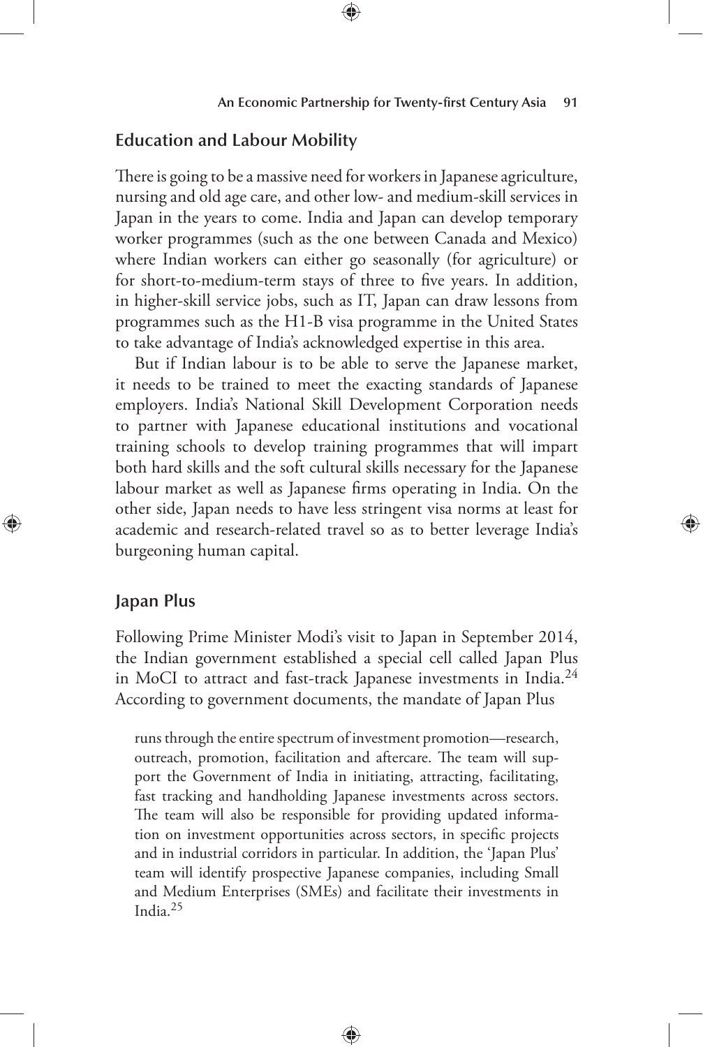## Education and Labour Mobility

There is going to be a massive need for workers in Japanese agriculture, nursing and old age care, and other low- and medium-skill services in Japan in the years to come. India and Japan can develop temporary worker programmes (such as the one between Canada and Mexico) where Indian workers can either go seasonally (for agriculture) or for short-to-medium-term stays of three to five years. In addition, in higher-skill service jobs, such as IT, Japan can draw lessons from programmes such as the H1-B visa programme in the United States to take advantage of India's acknowledged expertise in this area.

But if Indian labour is to be able to serve the Japanese market, it needs to be trained to meet the exacting standards of Japanese employers. India's National Skill Development Corporation needs to partner with Japanese educational institutions and vocational training schools to develop training programmes that will impart both hard skills and the soft cultural skills necessary for the Japanese labour market as well as Japanese firms operating in India. On the other side, Japan needs to have less stringent visa norms at least for academic and research-related travel so as to better leverage India's burgeoning human capital.

## Japan Plus

Following Prime Minister Modi's visit to Japan in September 2014, the Indian government established a special cell called Japan Plus in MoCI to attract and fast-track Japanese investments in India.[24] According to government documents, the mandate of Japan Plus

> runs through the entire spectrum of investment promotion—research, outreach, promotion, facilitation and aftercare. The team will support the Government of India in initiating, attracting, facilitating, fast tracking and handholding Japanese investments across sectors. The team will also be responsible for providing updated information on investment opportunities across sectors, in specific projects and in industrial corridors in particular. In addition, the 'Japan Plus' team will identify prospective Japanese companies, including Small and Medium Enterprises (SMEs) and facilitate their investments in India.[25]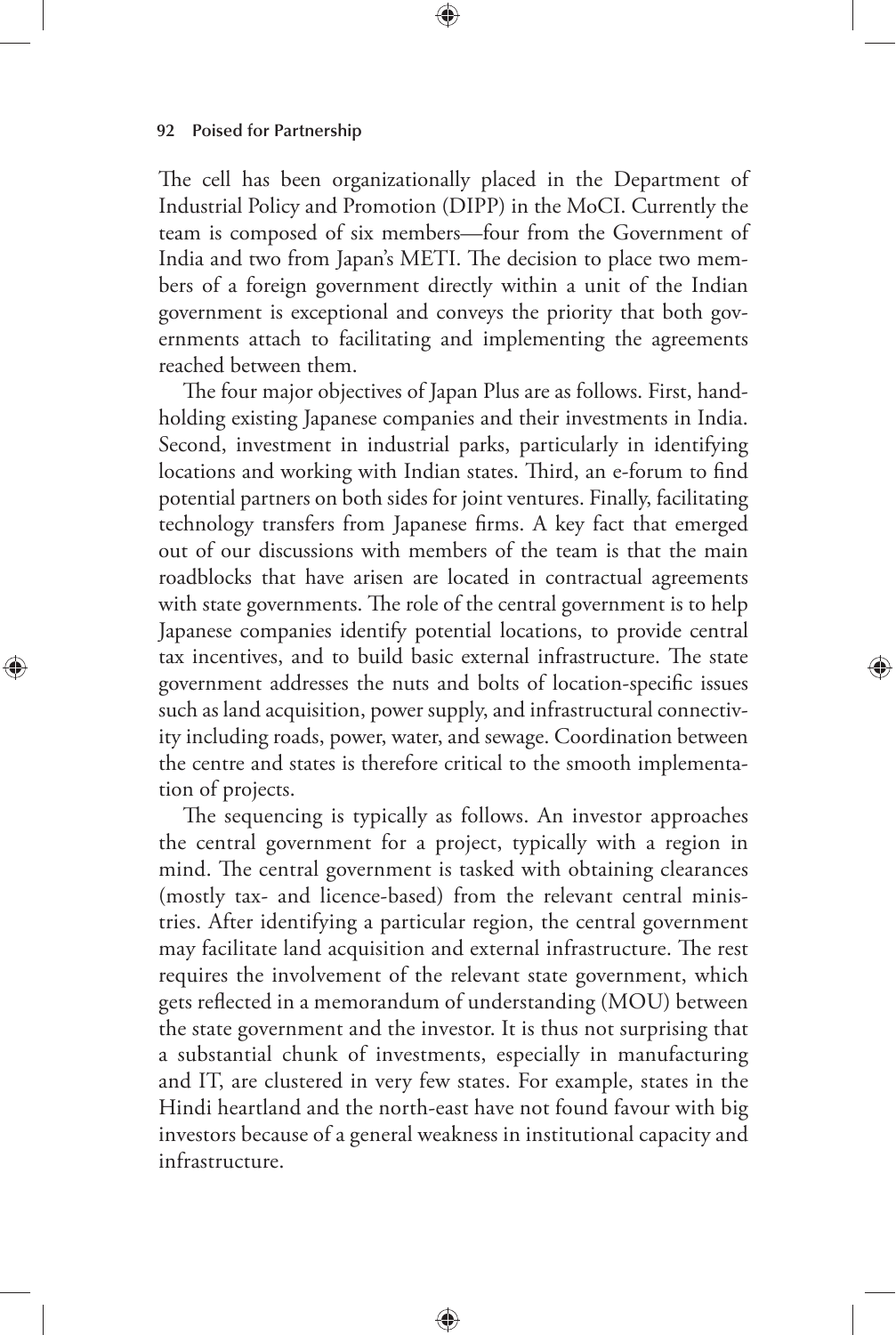The cell has been organizationally placed in the Department of Industrial Policy and Promotion (DIPP) in the MoCI. Currently the team is composed of six members—four from the Government of India and two from Japan's METI. The decision to place two members of a foreign government directly within a unit of the Indian government is exceptional and conveys the priority that both governments attach to facilitating and implementing the agreements reached between them.

The four major objectives of Japan Plus are as follows. First, handholding existing Japanese companies and their investments in India. Second, investment in industrial parks, particularly in identifying locations and working with Indian states. Third, an e-forum to find potential partners on both sides for joint ventures. Finally, facilitating technology transfers from Japanese firms. A key fact that emerged out of our discussions with members of the team is that the main roadblocks that have arisen are located in contractual agreements with state governments. The role of the central government is to help Japanese companies identify potential locations, to provide central tax incentives, and to build basic external infrastructure. The state government addresses the nuts and bolts of location-specific issues such as land acquisition, power supply, and infrastructural connectivity including roads, power, water, and sewage. Coordination between the centre and states is therefore critical to the smooth implementation of projects.

The sequencing is typically as follows. An investor approaches the central government for a project, typically with a region in mind. The central government is tasked with obtaining clearances (mostly tax- and licence-based) from the relevant central ministries. After identifying a particular region, the central government may facilitate land acquisition and external infrastructure. The rest requires the involvement of the relevant state government, which gets reflected in a memorandum of understanding (MOU) between the state government and the investor. It is thus not surprising that a substantial chunk of investments, especially in manufacturing and IT, are clustered in very few states. For example, states in the Hindi heartland and the north-east have not found favour with big investors because of a general weakness in institutional capacity and infrastructure.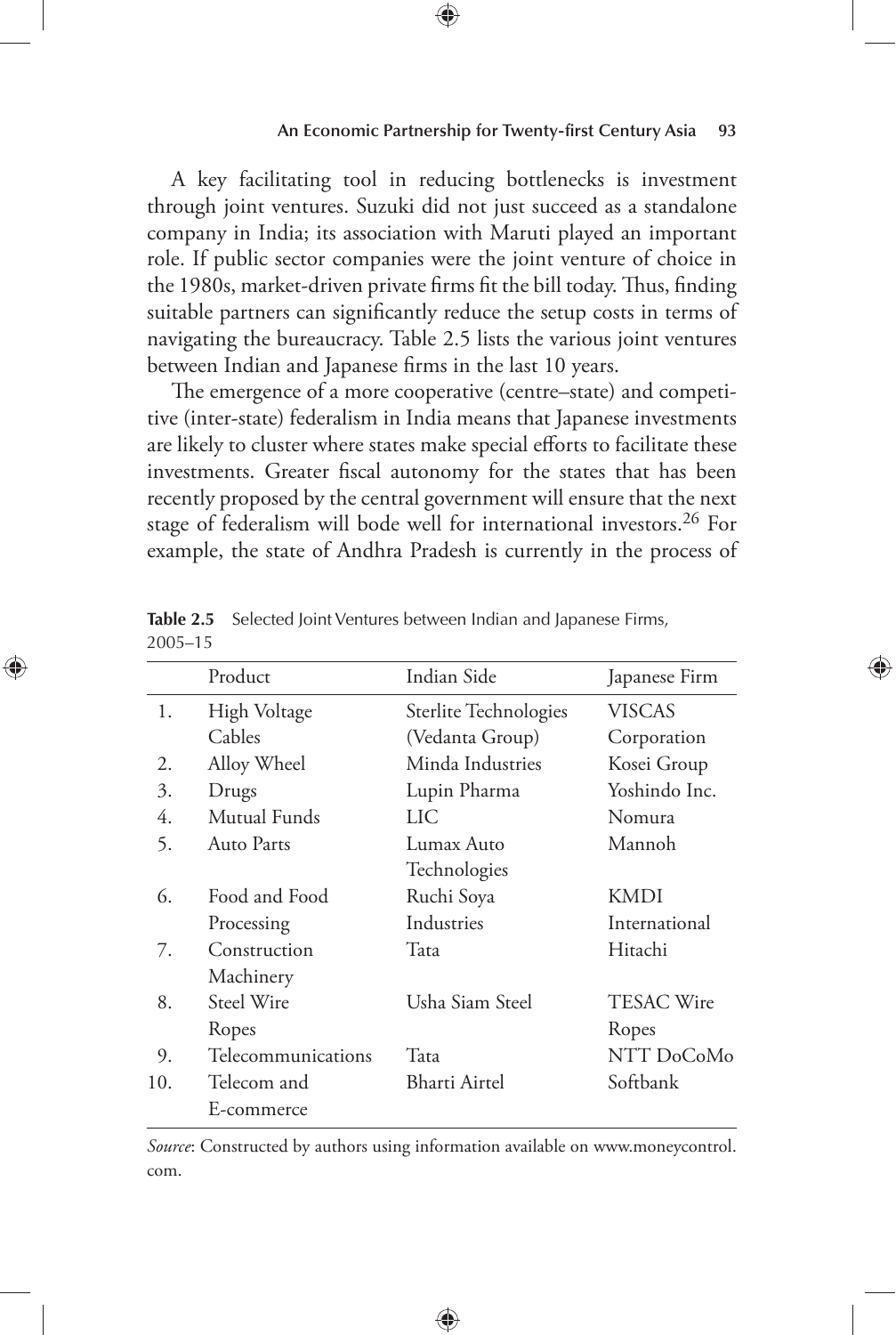A key facilitating tool in reducing bottlenecks is investment through joint ventures. Suzuki did not just succeed as a standalone company in India; its association with Maruti played an important role. If public sector companies were the joint venture of choice in the 1980s, market-driven private firms fit the bill today. Thus, finding suitable partners can significantly reduce the setup costs in terms of navigating the bureaucracy. Table 2.5 lists the various joint ventures between Indian and Japanese firms in the last 10 years.

The emergence of a more cooperative (centre–state) and competitive (inter-state) federalism in India means that Japanese investments are likely to cluster where states make special efforts to facilitate these investments. Greater fiscal autonomy for the states that has been recently proposed by the central government will ensure that the next stage of federalism will bode well for international investors.[26] For example, the state of Andhra Pradesh is currently in the process of

**Table 2.5** Selected Joint Ventures between Indian and Japanese Firms, 2005–15

| | Product | Indian Side | Japanese Firm |
|---|---|---|---|
| 1. | High Voltage Cables | Sterlite Technologies (Vedanta Group) | VISCAS Corporation |
| 2. | Alloy Wheel | Minda Industries | Kosei Group |
| 3. | Drugs | Lupin Pharma | Yoshindo Inc. |
| 4. | Mutual Funds | LIC | Nomura |
| 5. | Auto Parts | Lumax Auto Technologies | Mannoh |
| 6. | Food and Food Processing | Ruchi Soya Industries | KMDI International |
| 7. | Construction Machinery | Tata | Hitachi |
| 8. | Steel Wire Ropes | Usha Siam Steel | TESAC Wire Ropes |
| 9. | Telecommunications | Tata | NTT DoCoMo |
| 10. | Telecom and E-commerce | Bharti Airtel | Softbank |

*Source*: Constructed by authors using information available on www.moneycontrol.com.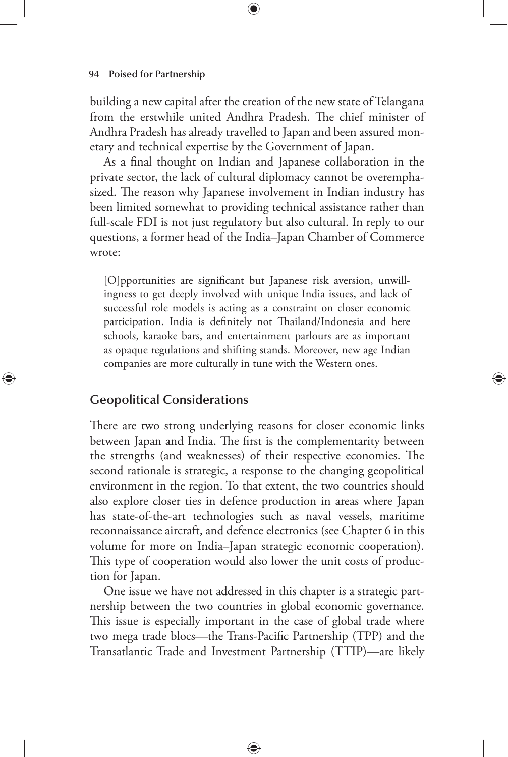building a new capital after the creation of the new state of Telangana from the erstwhile united Andhra Pradesh. The chief minister of Andhra Pradesh has already travelled to Japan and been assured monetary and technical expertise by the Government of Japan.

As a final thought on Indian and Japanese collaboration in the private sector, the lack of cultural diplomacy cannot be overemphasized. The reason why Japanese involvement in Indian industry has been limited somewhat to providing technical assistance rather than full-scale FDI is not just regulatory but also cultural. In reply to our questions, a former head of the India–Japan Chamber of Commerce wrote:

> [O]pportunities are significant but Japanese risk aversion, unwillingness to get deeply involved with unique India issues, and lack of successful role models is acting as a constraint on closer economic participation. India is definitely not Thailand/Indonesia and here schools, karaoke bars, and entertainment parlours are as important as opaque regulations and shifting stands. Moreover, new age Indian companies are more culturally in tune with the Western ones.

## Geopolitical Considerations

There are two strong underlying reasons for closer economic links between Japan and India. The first is the complementarity between the strengths (and weaknesses) of their respective economies. The second rationale is strategic, a response to the changing geopolitical environment in the region. To that extent, the two countries should also explore closer ties in defence production in areas where Japan has state-of-the-art technologies such as naval vessels, maritime reconnaissance aircraft, and defence electronics (see Chapter 6 in this volume for more on India–Japan strategic economic cooperation). This type of cooperation would also lower the unit costs of production for Japan.

One issue we have not addressed in this chapter is a strategic partnership between the two countries in global economic governance. This issue is especially important in the case of global trade where two mega trade blocs—the Trans-Pacific Partnership (TPP) and the Transatlantic Trade and Investment Partnership (TTIP)—are likely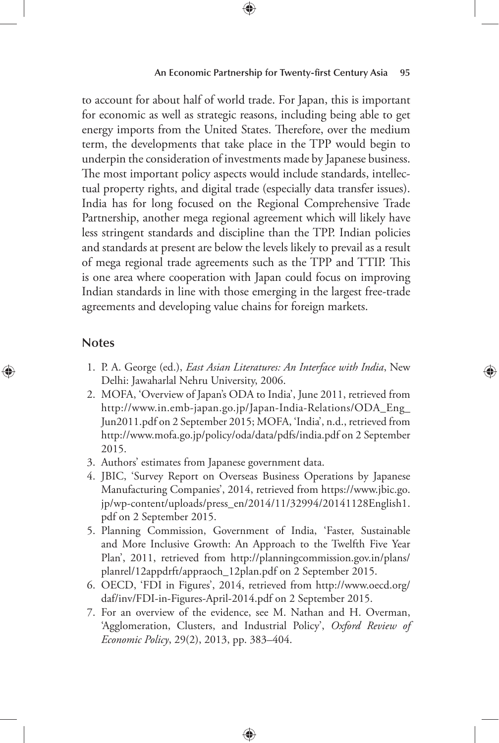to account for about half of world trade. For Japan, this is important for economic as well as strategic reasons, including being able to get energy imports from the United States. Therefore, over the medium term, the developments that take place in the TPP would begin to underpin the consideration of investments made by Japanese business. The most important policy aspects would include standards, intellectual property rights, and digital trade (especially data transfer issues). India has for long focused on the Regional Comprehensive Trade Partnership, another mega regional agreement which will likely have less stringent standards and discipline than the TPP. Indian policies and standards at present are below the levels likely to prevail as a result of mega regional trade agreements such as the TPP and TTIP. This is one area where cooperation with Japan could focus on improving Indian standards in line with those emerging in the largest free-trade agreements and developing value chains for foreign markets.

## Notes

1. P. A. George (ed.), *East Asian Literatures: An Interface with India*, New Delhi: Jawaharlal Nehru University, 2006.
2. MOFA, 'Overview of Japan's ODA to India', June 2011, retrieved from http://www.in.emb-japan.go.jp/Japan-India-Relations/ODA_Eng_Jun2011.pdf on 2 September 2015; MOFA, 'India', n.d., retrieved from http://www.mofa.go.jp/policy/oda/data/pdfs/india.pdf on 2 September 2015.
3. Authors' estimates from Japanese government data.
4. JBIC, 'Survey Report on Overseas Business Operations by Japanese Manufacturing Companies', 2014, retrieved from https://www.jbic.go.jp/wp-content/uploads/press_en/2014/11/32994/20141128English1.pdf on 2 September 2015.
5. Planning Commission, Government of India, 'Faster, Sustainable and More Inclusive Growth: An Approach to the Twelfth Five Year Plan', 2011, retrieved from http://planningcommission.gov.in/plans/planrel/12appdrft/appraoch_12plan.pdf on 2 September 2015.
6. OECD, 'FDI in Figures', 2014, retrieved from http://www.oecd.org/daf/inv/FDI-in-Figures-April-2014.pdf on 2 September 2015.
7. For an overview of the evidence, see M. Nathan and H. Overman, 'Agglomeration, Clusters, and Industrial Policy', *Oxford Review of Economic Policy*, 29(2), 2013, pp. 383–404.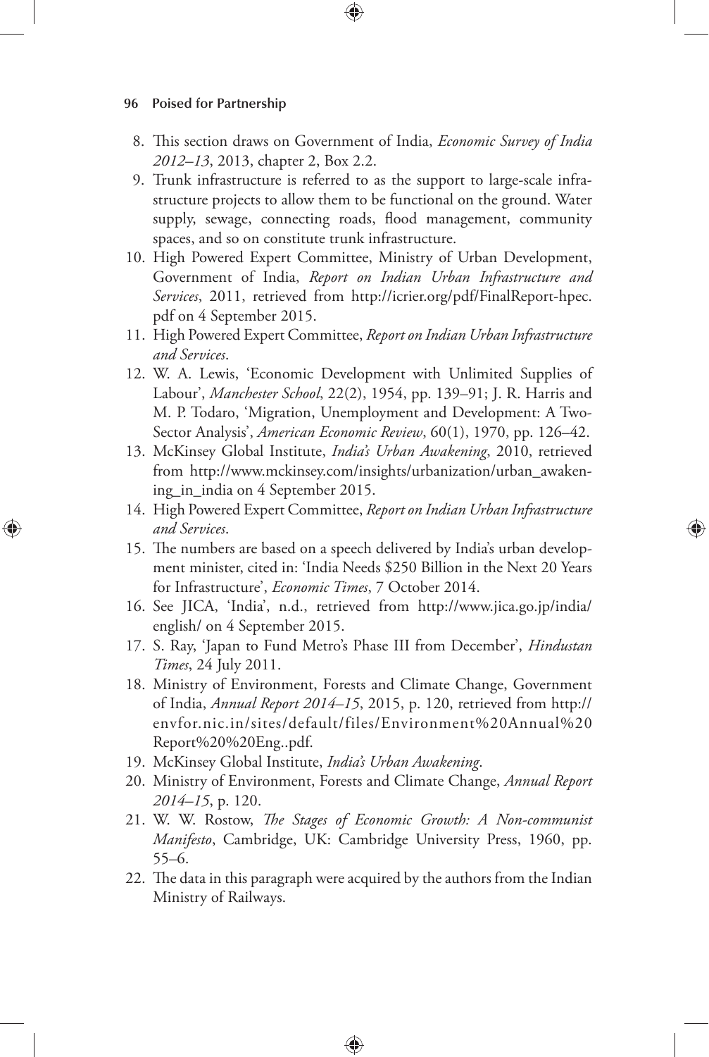8. This section draws on Government of India, *Economic Survey of India 2012–13*, 2013, chapter 2, Box 2.2.
9. Trunk infrastructure is referred to as the support to large-scale infrastructure projects to allow them to be functional on the ground. Water supply, sewage, connecting roads, flood management, community spaces, and so on constitute trunk infrastructure.
10. High Powered Expert Committee, Ministry of Urban Development, Government of India, *Report on Indian Urban Infrastructure and Services*, 2011, retrieved from http://icrier.org/pdf/FinalReport-hpec.pdf on 4 September 2015.
11. High Powered Expert Committee, *Report on Indian Urban Infrastructure and Services*.
12. W. A. Lewis, 'Economic Development with Unlimited Supplies of Labour', *Manchester School*, 22(2), 1954, pp. 139–91; J. R. Harris and M. P. Todaro, 'Migration, Unemployment and Development: A Two-Sector Analysis', *American Economic Review*, 60(1), 1970, pp. 126–42.
13. McKinsey Global Institute, *India's Urban Awakening*, 2010, retrieved from http://www.mckinsey.com/insights/urbanization/urban_awakening_in_india on 4 September 2015.
14. High Powered Expert Committee, *Report on Indian Urban Infrastructure and Services*.
15. The numbers are based on a speech delivered by India's urban development minister, cited in: 'India Needs $250 Billion in the Next 20 Years for Infrastructure', *Economic Times*, 7 October 2014.
16. See JICA, 'India', n.d., retrieved from http://www.jica.go.jp/india/english/ on 4 September 2015.
17. S. Ray, 'Japan to Fund Metro's Phase III from December', *Hindustan Times*, 24 July 2011.
18. Ministry of Environment, Forests and Climate Change, Government of India, *Annual Report 2014–15*, 2015, p. 120, retrieved from http://envfor.nic.in/sites/default/files/Environment%20Annual%20Report%20%20Eng..pdf.
19. McKinsey Global Institute, *India's Urban Awakening*.
20. Ministry of Environment, Forests and Climate Change, *Annual Report 2014–15*, p. 120.
21. W. W. Rostow, *The Stages of Economic Growth: A Non-communist Manifesto*, Cambridge, UK: Cambridge University Press, 1960, pp. 55–6.
22. The data in this paragraph were acquired by the authors from the Indian Ministry of Railways.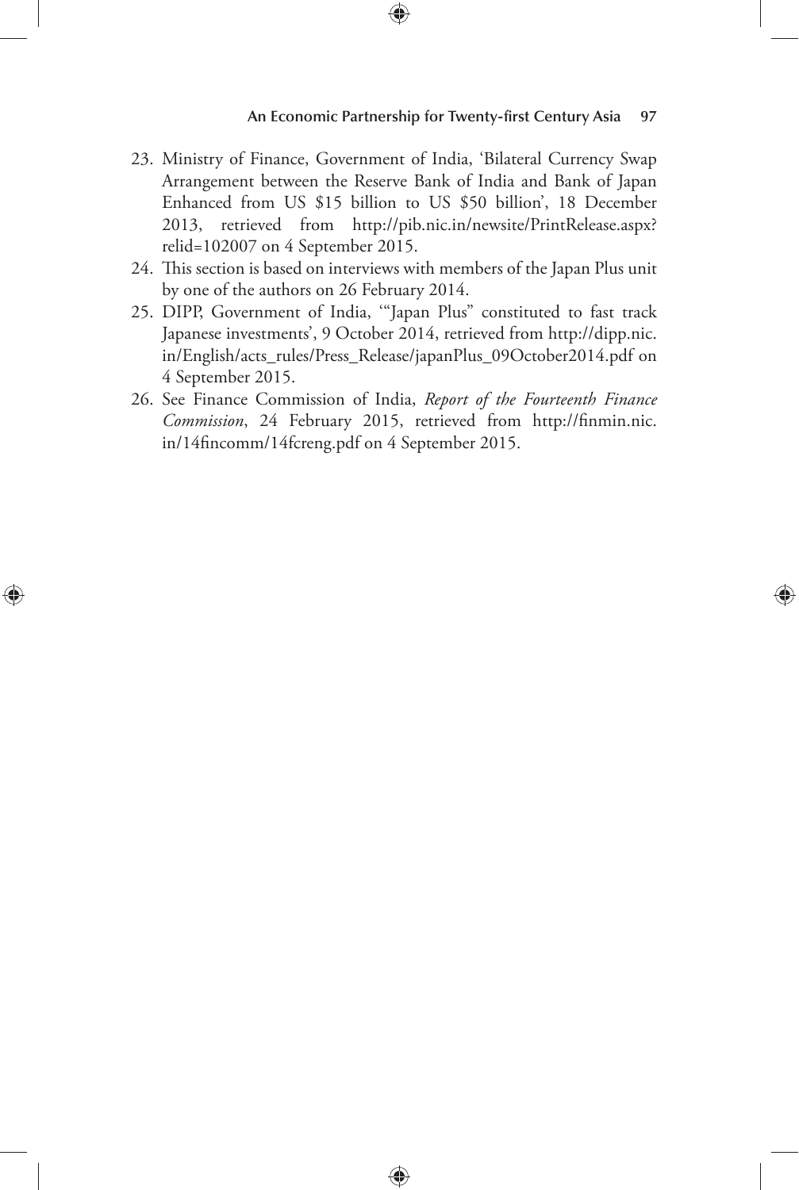23. Ministry of Finance, Government of India, 'Bilateral Currency Swap Arrangement between the Reserve Bank of India and Bank of Japan Enhanced from US $15 billion to US $50 billion', 18 December 2013, retrieved from http://pib.nic.in/newsite/PrintRelease.aspx?relid=102007 on 4 September 2015.
24. This section is based on interviews with members of the Japan Plus unit by one of the authors on 26 February 2014.
25. DIPP, Government of India, '"Japan Plus" constituted to fast track Japanese investments', 9 October 2014, retrieved from http://dipp.nic.in/English/acts_rules/Press_Release/japanPlus_09October2014.pdf on 4 September 2015.
26. See Finance Commission of India, *Report of the Fourteenth Finance Commission*, 24 February 2015, retrieved from http://finmin.nic.in/14fincomm/14fcreng.pdf on 4 September 2015.